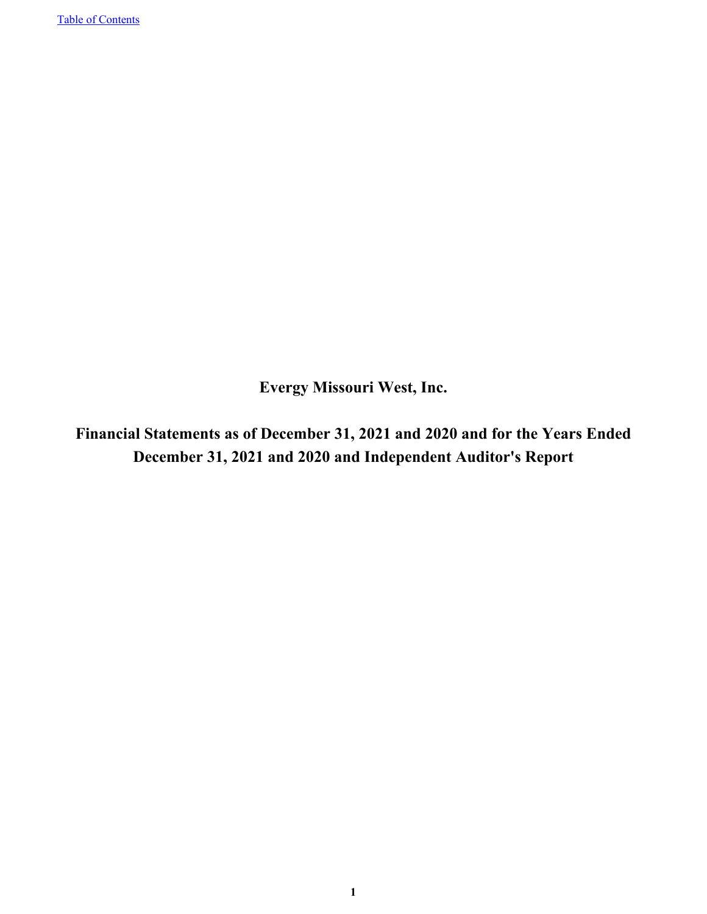# Evergy Missouri West, Inc.

## Financial Statements as of December 31, 2021 and 2020 and for the Years Ended December 31, 2021 and 2020 and Independent Auditor's Report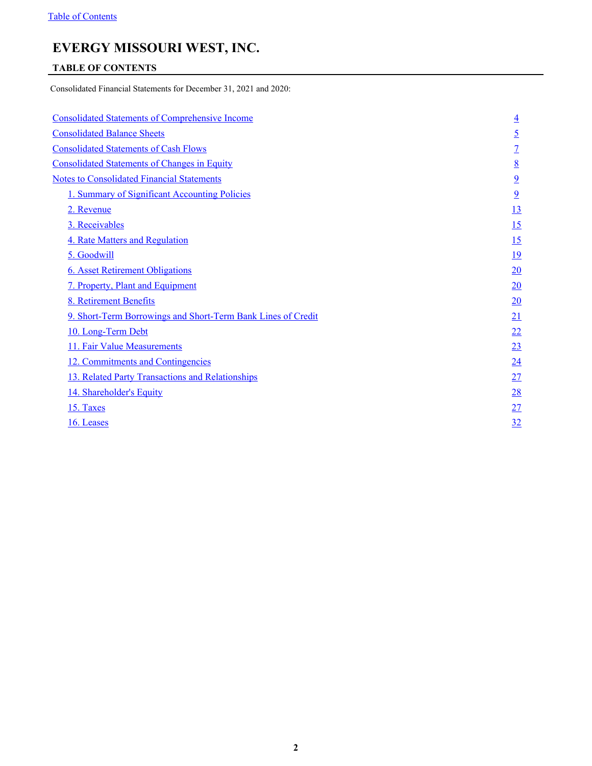Table of Contents

# EVERGY MISSOURI WEST, INC.

## TABLE OF CONTENTS

Consolidated Financial Statements for December 31, 2021 and 2020:

| | |
|---|---|
| Consolidated Statements of Comprehensive Income | 4 |
| Consolidated Balance Sheets | 5 |
| Consolidated Statements of Cash Flows | 7 |
| Consolidated Statements of Changes in Equity | 8 |
| Notes to Consolidated Financial Statements | 9 |
| 1. Summary of Significant Accounting Policies | 9 |
| 2. Revenue | 13 |
| 3. Receivables | 15 |
| 4. Rate Matters and Regulation | 15 |
| 5. Goodwill | 19 |
| 6. Asset Retirement Obligations | 20 |
| 7. Property, Plant and Equipment | 20 |
| 8. Retirement Benefits | 20 |
| 9. Short-Term Borrowings and Short-Term Bank Lines of Credit | 21 |
| 10. Long-Term Debt | 22 |
| 11. Fair Value Measurements | 23 |
| 12. Commitments and Contingencies | 24 |
| 13. Related Party Transactions and Relationships | 27 |
| 14. Shareholder's Equity | 28 |
| 15. Taxes | 27 |
| 16. Leases | 32 |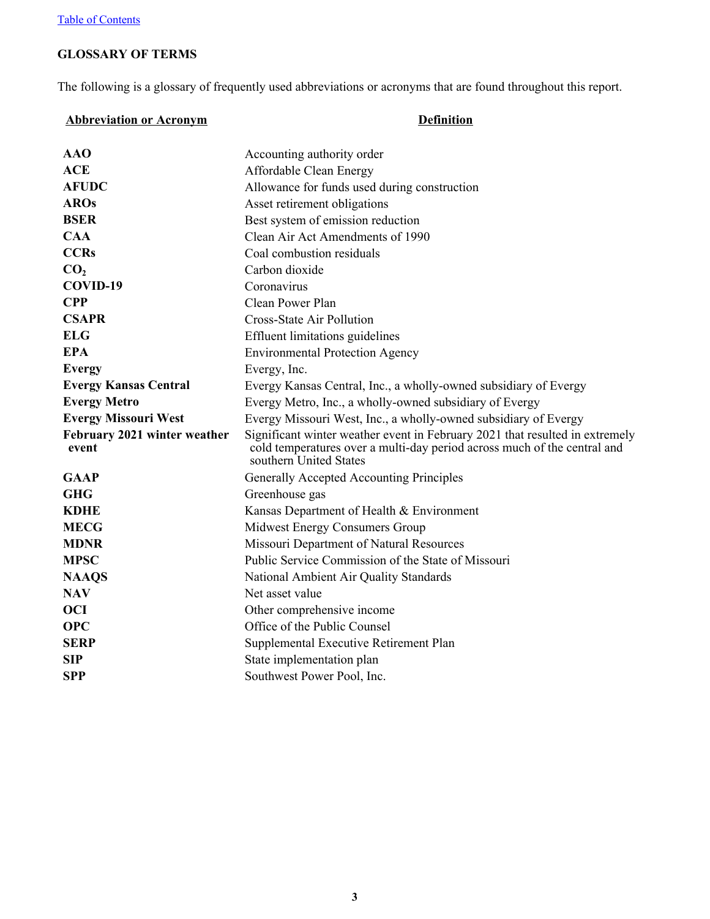[Table of Contents](#)

## GLOSSARY OF TERMS

The following is a glossary of frequently used abbreviations or acronyms that are found throughout this report.

| Abbreviation or Acronym | Definition |
|---|---|
| **AAO** | Accounting authority order |
| **ACE** | Affordable Clean Energy |
| **AFUDC** | Allowance for funds used during construction |
| **AROs** | Asset retirement obligations |
| **BSER** | Best system of emission reduction |
| **CAA** | Clean Air Act Amendments of 1990 |
| **CCRs** | Coal combustion residuals |
| **$CO_2$** | Carbon dioxide |
| **COVID-19** | Coronavirus |
| **CPP** | Clean Power Plan |
| **CSAPR** | Cross-State Air Pollution |
| **ELG** | Effluent limitations guidelines |
| **EPA** | Environmental Protection Agency |
| **Evergy** | Evergy, Inc. |
| **Evergy Kansas Central** | Evergy Kansas Central, Inc., a wholly-owned subsidiary of Evergy |
| **Evergy Metro** | Evergy Metro, Inc., a wholly-owned subsidiary of Evergy |
| **Evergy Missouri West** | Evergy Missouri West, Inc., a wholly-owned subsidiary of Evergy |
| **February 2021 winter weather event** | Significant winter weather event in February 2021 that resulted in extremely cold temperatures over a multi-day period across much of the central and southern United States |
| **GAAP** | Generally Accepted Accounting Principles |
| **GHG** | Greenhouse gas |
| **KDHE** | Kansas Department of Health & Environment |
| **MECG** | Midwest Energy Consumers Group |
| **MDNR** | Missouri Department of Natural Resources |
| **MPSC** | Public Service Commission of the State of Missouri |
| **NAAQS** | National Ambient Air Quality Standards |
| **NAV** | Net asset value |
| **OCI** | Other comprehensive income |
| **OPC** | Office of the Public Counsel |
| **SERP** | Supplemental Executive Retirement Plan |
| **SIP** | State implementation plan |
| **SPP** | Southwest Power Pool, Inc. |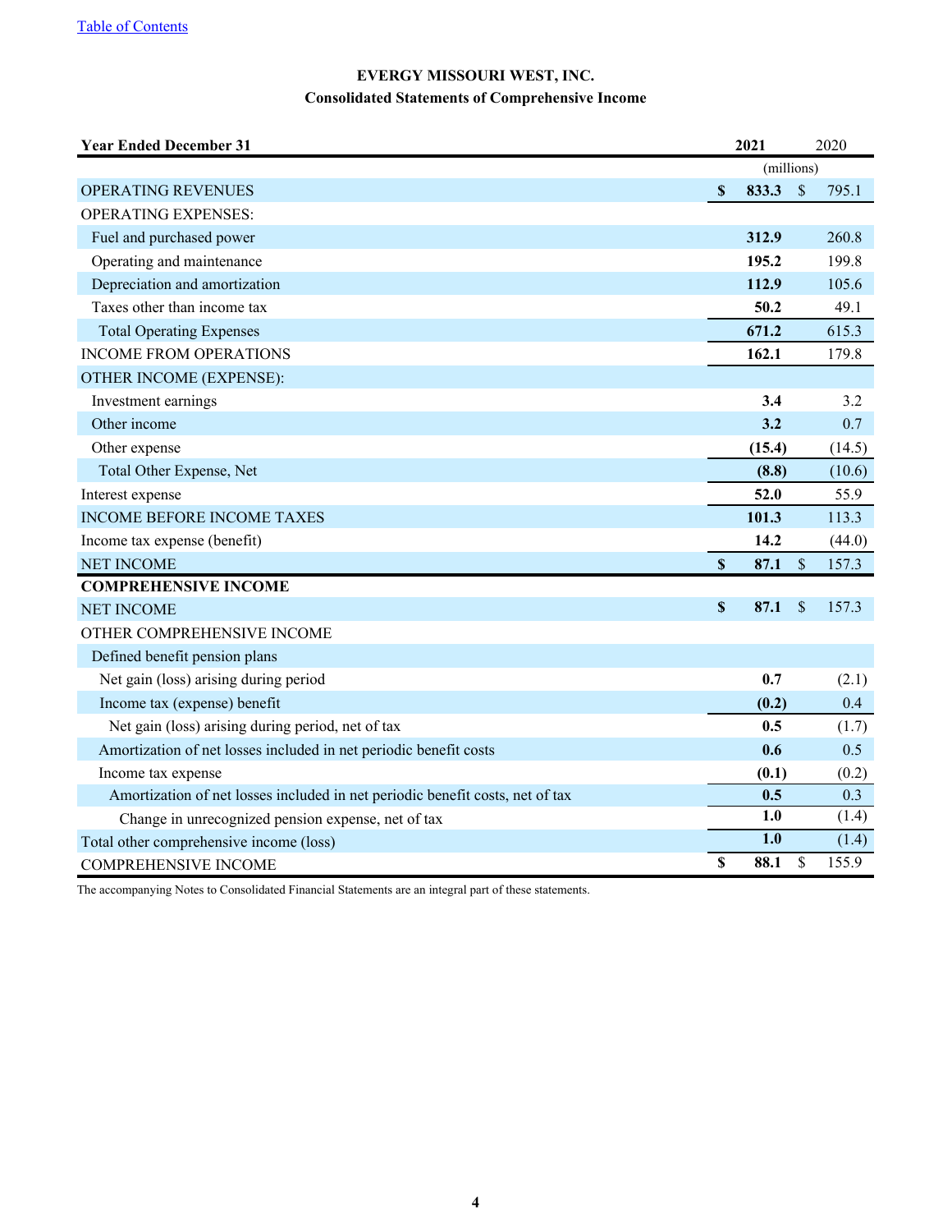[Table of Contents](#)

# EVERGY MISSOURI WEST, INC.

## Consolidated Statements of Comprehensive Income

| Year Ended December 31 | 2021 | 2020 |
|---|---|---|
| | (millions) | |
| OPERATING REVENUES | **$ 833.3** | $ 795.1 |
| OPERATING EXPENSES: | | |
| Fuel and purchased power | **312.9** | 260.8 |
| Operating and maintenance | **195.2** | 199.8 |
| Depreciation and amortization | **112.9** | 105.6 |
| Taxes other than income tax | **50.2** | 49.1 |
| Total Operating Expenses | **671.2** | 615.3 |
| INCOME FROM OPERATIONS | **162.1** | 179.8 |
| OTHER INCOME (EXPENSE): | | |
| Investment earnings | **3.4** | 3.2 |
| Other income | **3.2** | 0.7 |
| Other expense | **(15.4)** | (14.5) |
| Total Other Expense, Net | **(8.8)** | (10.6) |
| Interest expense | **52.0** | 55.9 |
| INCOME BEFORE INCOME TAXES | **101.3** | 113.3 |
| Income tax expense (benefit) | **14.2** | (44.0) |
| NET INCOME | **$ 87.1** | $ 157.3 |
| **COMPREHENSIVE INCOME** | | |
| NET INCOME | **$ 87.1** | $ 157.3 |
| OTHER COMPREHENSIVE INCOME | | |
| Defined benefit pension plans | | |
| Net gain (loss) arising during period | **0.7** | (2.1) |
| Income tax (expense) benefit | **(0.2)** | 0.4 |
| Net gain (loss) arising during period, net of tax | **0.5** | (1.7) |
| Amortization of net losses included in net periodic benefit costs | **0.6** | 0.5 |
| Income tax expense | **(0.1)** | (0.2) |
| Amortization of net losses included in net periodic benefit costs, net of tax | **0.5** | 0.3 |
| Change in unrecognized pension expense, net of tax | **1.0** | (1.4) |
| Total other comprehensive income (loss) | **1.0** | (1.4) |
| COMPREHENSIVE INCOME | **$ 88.1** | $ 155.9 |

The accompanying Notes to Consolidated Financial Statements are an integral part of these statements.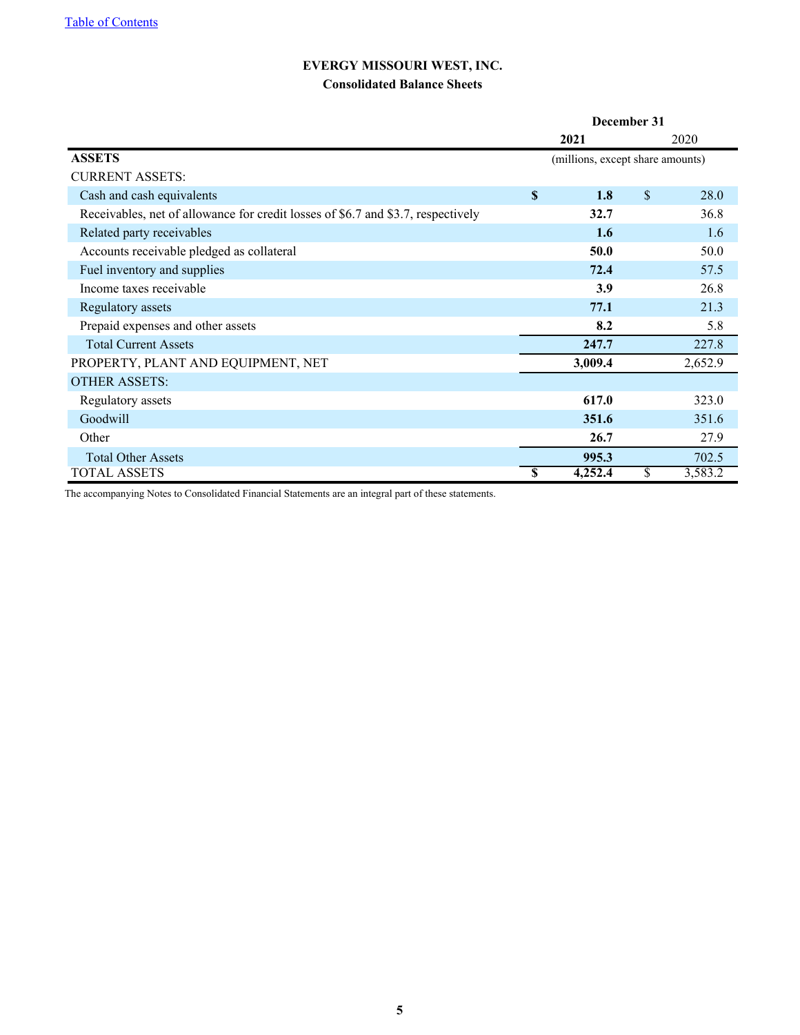[Table of Contents](#)

# EVERGY MISSOURI WEST, INC.

## Consolidated Balance Sheets

| | December 31 | |
|---|---|---|
| | **2021** | 2020 |
| **ASSETS** | (millions, except share amounts) | |
| CURRENT ASSETS: | | |
| Cash and cash equivalents | **$ 1.8** | $ 28.0 |
| Receivables, net of allowance for credit losses of $6.7 and $3.7, respectively | **32.7** | 36.8 |
| Related party receivables | **1.6** | 1.6 |
| Accounts receivable pledged as collateral | **50.0** | 50.0 |
| Fuel inventory and supplies | **72.4** | 57.5 |
| Income taxes receivable | **3.9** | 26.8 |
| Regulatory assets | **77.1** | 21.3 |
| Prepaid expenses and other assets | **8.2** | 5.8 |
| Total Current Assets | **247.7** | 227.8 |
| PROPERTY, PLANT AND EQUIPMENT, NET | **3,009.4** | 2,652.9 |
| OTHER ASSETS: | | |
| Regulatory assets | **617.0** | 323.0 |
| Goodwill | **351.6** | 351.6 |
| Other | **26.7** | 27.9 |
| Total Other Assets | **995.3** | 702.5 |
| TOTAL ASSETS | **$ 4,252.4** | $ 3,583.2 |

The accompanying Notes to Consolidated Financial Statements are an integral part of these statements.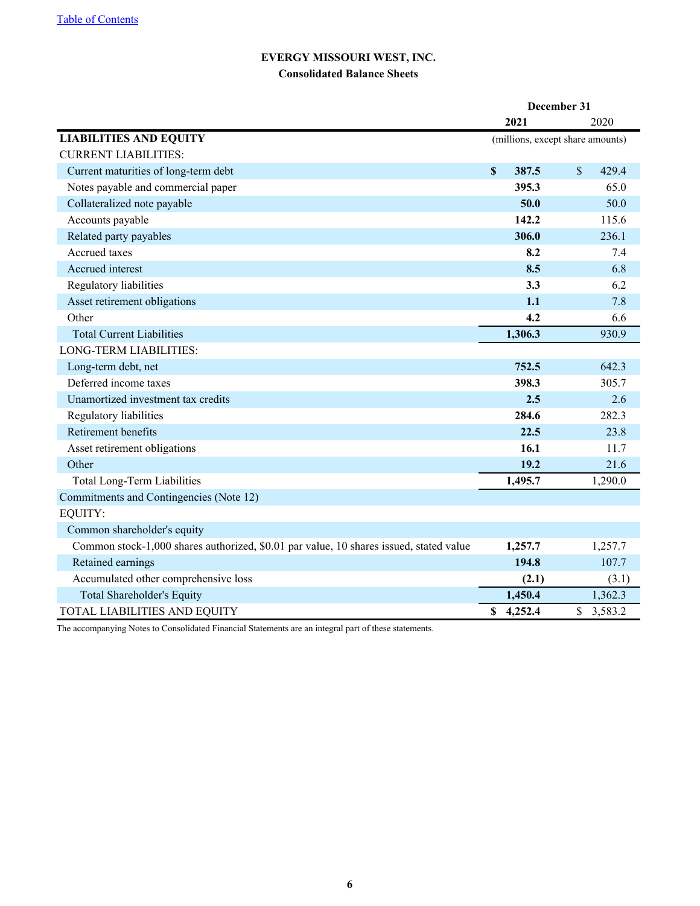Table of Contents

# EVERGY MISSOURI WEST, INC.

## Consolidated Balance Sheets

| | December 31 | |
|---|---|---|
| | **2021** | 2020 |
| **LIABILITIES AND EQUITY** | (millions, except share amounts) | |
| CURRENT LIABILITIES: | | |
| Current maturities of long-term debt | **$ 387.5** | $ 429.4 |
| Notes payable and commercial paper | **395.3** | 65.0 |
| Collateralized note payable | **50.0** | 50.0 |
| Accounts payable | **142.2** | 115.6 |
| Related party payables | **306.0** | 236.1 |
| Accrued taxes | **8.2** | 7.4 |
| Accrued interest | **8.5** | 6.8 |
| Regulatory liabilities | **3.3** | 6.2 |
| Asset retirement obligations | **1.1** | 7.8 |
| Other | **4.2** | 6.6 |
| Total Current Liabilities | **1,306.3** | 930.9 |
| LONG-TERM LIABILITIES: | | |
| Long-term debt, net | **752.5** | 642.3 |
| Deferred income taxes | **398.3** | 305.7 |
| Unamortized investment tax credits | **2.5** | 2.6 |
| Regulatory liabilities | **284.6** | 282.3 |
| Retirement benefits | **22.5** | 23.8 |
| Asset retirement obligations | **16.1** | 11.7 |
| Other | **19.2** | 21.6 |
| Total Long-Term Liabilities | **1,495.7** | 1,290.0 |
| Commitments and Contingencies (Note 12) | | |
| EQUITY: | | |
| Common shareholder's equity | | |
| Common stock-1,000 shares authorized, $0.01 par value, 10 shares issued, stated value | **1,257.7** | 1,257.7 |
| Retained earnings | **194.8** | 107.7 |
| Accumulated other comprehensive loss | **(2.1)** | (3.1) |
| Total Shareholder's Equity | **1,450.4** | 1,362.3 |
| TOTAL LIABILITIES AND EQUITY | **$ 4,252.4** | $ 3,583.2 |

The accompanying Notes to Consolidated Financial Statements are an integral part of these statements.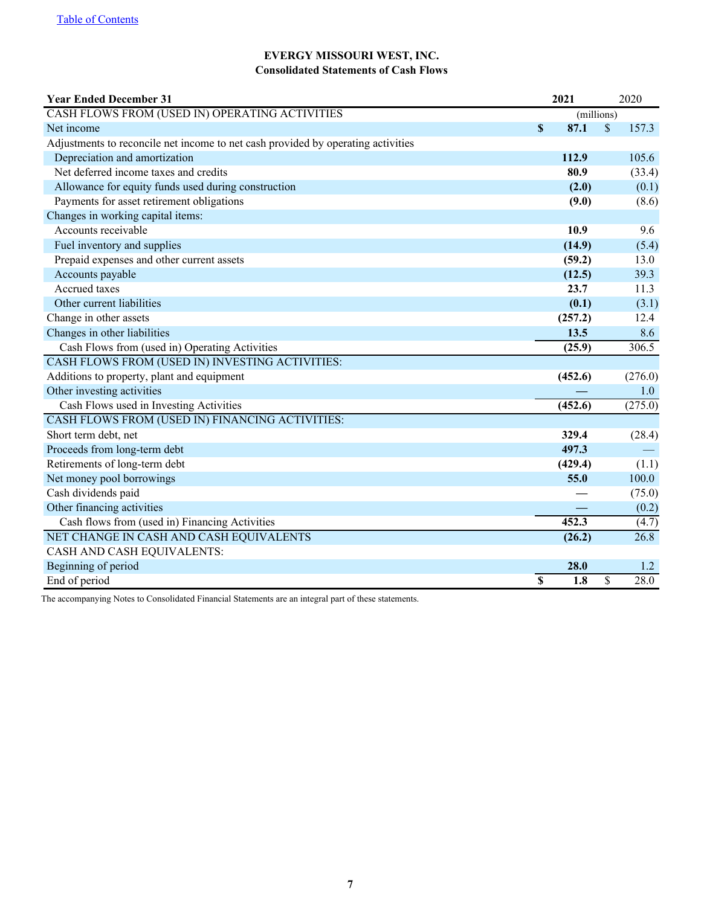Table of Contents

**EVERGY MISSOURI WEST, INC.**
**Consolidated Statements of Cash Flows**

| Year Ended December 31 | 2021 | 2020 |
|---|---|---|
| CASH FLOWS FROM (USED IN) OPERATING ACTIVITIES | (millions) | |
| Net income | $ **87.1** | $ 157.3 |
| Adjustments to reconcile net income to net cash provided by operating activities | | |
| Depreciation and amortization | **112.9** | 105.6 |
| Net deferred income taxes and credits | **80.9** | (33.4) |
| Allowance for equity funds used during construction | **(2.0)** | (0.1) |
| Payments for asset retirement obligations | **(9.0)** | (8.6) |
| Changes in working capital items: | | |
| Accounts receivable | **10.9** | 9.6 |
| Fuel inventory and supplies | **(14.9)** | (5.4) |
| Prepaid expenses and other current assets | **(59.2)** | 13.0 |
| Accounts payable | **(12.5)** | 39.3 |
| Accrued taxes | **23.7** | 11.3 |
| Other current liabilities | **(0.1)** | (3.1) |
| Change in other assets | **(257.2)** | 12.4 |
| Changes in other liabilities | **13.5** | 8.6 |
| Cash Flows from (used in) Operating Activities | **(25.9)** | 306.5 |
| CASH FLOWS FROM (USED IN) INVESTING ACTIVITIES: | | |
| Additions to property, plant and equipment | **(452.6)** | (276.0) |
| Other investing activities | **—** | 1.0 |
| Cash Flows used in Investing Activities | **(452.6)** | (275.0) |
| CASH FLOWS FROM (USED IN) FINANCING ACTIVITIES: | | |
| Short term debt, net | **329.4** | (28.4) |
| Proceeds from long-term debt | **497.3** | — |
| Retirements of long-term debt | **(429.4)** | (1.1) |
| Net money pool borrowings | **55.0** | 100.0 |
| Cash dividends paid | **—** | (75.0) |
| Other financing activities | **—** | (0.2) |
| Cash flows from (used in) Financing Activities | **452.3** | (4.7) |
| NET CHANGE IN CASH AND CASH EQUIVALENTS | **(26.2)** | 26.8 |
| CASH AND CASH EQUIVALENTS: | | |
| Beginning of period | **28.0** | 1.2 |
| End of period | $ **1.8** | $ 28.0 |

The accompanying Notes to Consolidated Financial Statements are an integral part of these statements.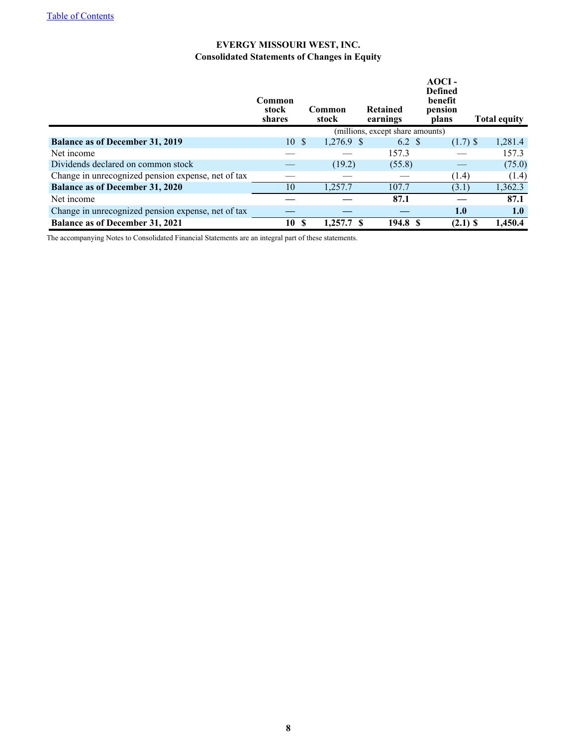**EVERGY MISSOURI WEST, INC.**
**Consolidated Statements of Changes in Equity**

| | Common stock shares | Common stock | Retained earnings | AOCI - Defined benefit pension plans | Total equity |
|---|---|---|---|---|---|
| | | (millions, except share amounts) | | | |
| **Balance as of December 31, 2019** | 10 | $ 1,276.9 | $ 6.2 | $ (1.7) | $ 1,281.4 |
| Net income | — | — | 157.3 | — | 157.3 |
| Dividends declared on common stock | — | (19.2) | (55.8) | — | (75.0) |
| Change in unrecognized pension expense, net of tax | — | — | — | (1.4) | (1.4) |
| **Balance as of December 31, 2020** | 10 | 1,257.7 | 107.7 | (3.1) | 1,362.3 |
| Net income | — | — | **87.1** | — | **87.1** |
| Change in unrecognized pension expense, net of tax | — | — | — | **1.0** | **1.0** |
| **Balance as of December 31, 2021** | **10** | **$ 1,257.7** | **$ 194.8** | **$ (2.1)** | **$ 1,450.4** |

The accompanying Notes to Consolidated Financial Statements are an integral part of these statements.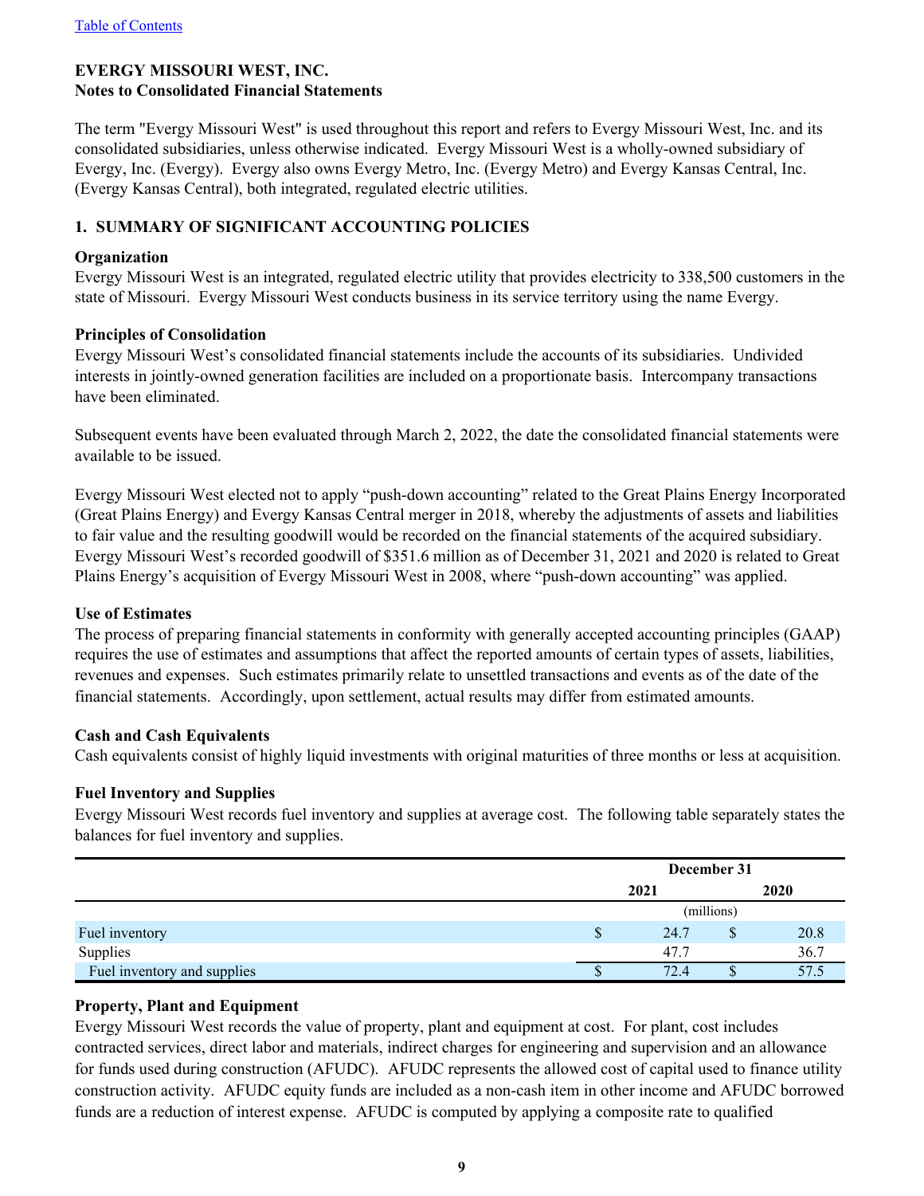[Table of Contents](#)

**EVERGY MISSOURI WEST, INC.**
**Notes to Consolidated Financial Statements**

The term "Evergy Missouri West" is used throughout this report and refers to Evergy Missouri West, Inc. and its consolidated subsidiaries, unless otherwise indicated. Evergy Missouri West is a wholly-owned subsidiary of Evergy, Inc. (Evergy). Evergy also owns Evergy Metro, Inc. (Evergy Metro) and Evergy Kansas Central, Inc. (Evergy Kansas Central), both integrated, regulated electric utilities.

## 1. SUMMARY OF SIGNIFICANT ACCOUNTING POLICIES

### Organization

Evergy Missouri West is an integrated, regulated electric utility that provides electricity to 338,500 customers in the state of Missouri. Evergy Missouri West conducts business in its service territory using the name Evergy.

### Principles of Consolidation

Evergy Missouri West's consolidated financial statements include the accounts of its subsidiaries. Undivided interests in jointly-owned generation facilities are included on a proportionate basis. Intercompany transactions have been eliminated.

Subsequent events have been evaluated through March 2, 2022, the date the consolidated financial statements were available to be issued.

Evergy Missouri West elected not to apply "push-down accounting" related to the Great Plains Energy Incorporated (Great Plains Energy) and Evergy Kansas Central merger in 2018, whereby the adjustments of assets and liabilities to fair value and the resulting goodwill would be recorded on the financial statements of the acquired subsidiary. Evergy Missouri West's recorded goodwill of $351.6 million as of December 31, 2021 and 2020 is related to Great Plains Energy's acquisition of Evergy Missouri West in 2008, where "push-down accounting" was applied.

### Use of Estimates

The process of preparing financial statements in conformity with generally accepted accounting principles (GAAP) requires the use of estimates and assumptions that affect the reported amounts of certain types of assets, liabilities, revenues and expenses. Such estimates primarily relate to unsettled transactions and events as of the date of the financial statements. Accordingly, upon settlement, actual results may differ from estimated amounts.

### Cash and Cash Equivalents

Cash equivalents consist of highly liquid investments with original maturities of three months or less at acquisition.

### Fuel Inventory and Supplies

Evergy Missouri West records fuel inventory and supplies at average cost. The following table separately states the balances for fuel inventory and supplies.

| | December 31 | |
|---|---|---|
| | 2021 | 2020 |
| | (millions) | |
| Fuel inventory | $ 24.7 | $ 20.8 |
| Supplies | 47.7 | 36.7 |
| Fuel inventory and supplies | $ 72.4 | $ 57.5 |

### Property, Plant and Equipment

Evergy Missouri West records the value of property, plant and equipment at cost. For plant, cost includes contracted services, direct labor and materials, indirect charges for engineering and supervision and an allowance for funds used during construction (AFUDC). AFUDC represents the allowed cost of capital used to finance utility construction activity. AFUDC equity funds are included as a non-cash item in other income and AFUDC borrowed funds are a reduction of interest expense. AFUDC is computed by applying a composite rate to qualified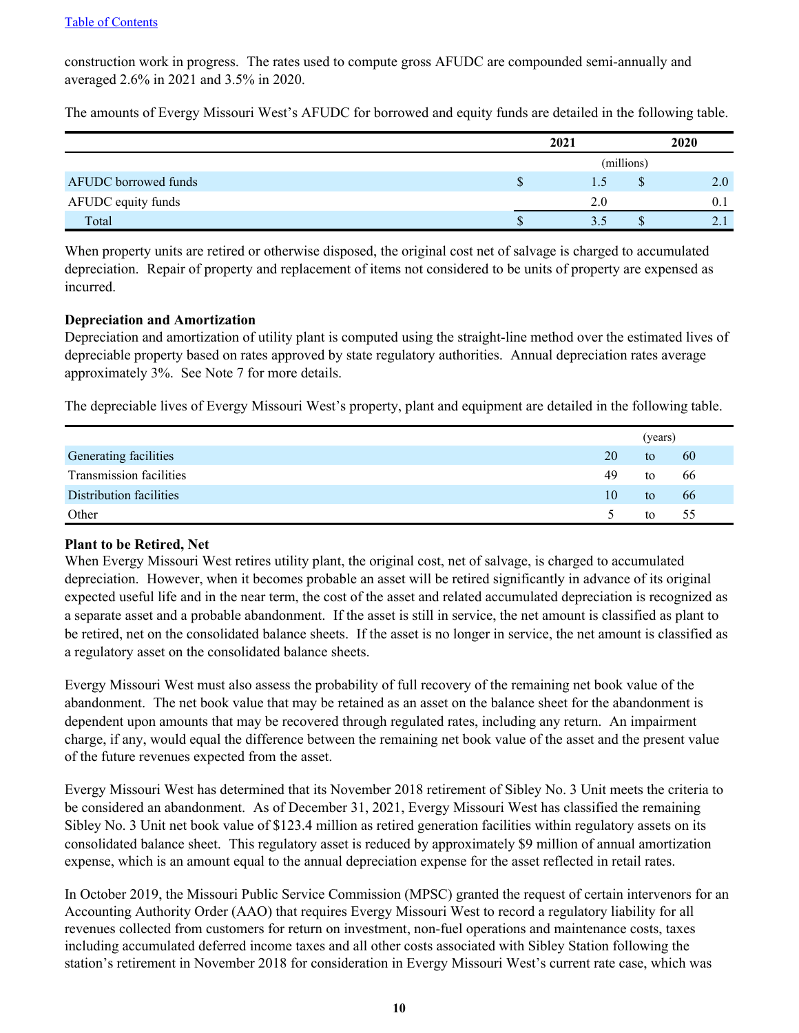construction work in progress. The rates used to compute gross AFUDC are compounded semi-annually and averaged 2.6% in 2021 and 3.5% in 2020.

The amounts of Evergy Missouri West's AFUDC for borrowed and equity funds are detailed in the following table.

| | 2021 | 2020 |
|---|---|---|
| | (millions) | |
| AFUDC borrowed funds | $ 1.5 | $ 2.0 |
| AFUDC equity funds | 2.0 | 0.1 |
| Total | $ 3.5 | $ 2.1 |

When property units are retired or otherwise disposed, the original cost net of salvage is charged to accumulated depreciation. Repair of property and replacement of items not considered to be units of property are expensed as incurred.

**Depreciation and Amortization**

Depreciation and amortization of utility plant is computed using the straight-line method over the estimated lives of depreciable property based on rates approved by state regulatory authorities. Annual depreciation rates average approximately 3%. See Note 7 for more details.

The depreciable lives of Evergy Missouri West's property, plant and equipment are detailed in the following table.

| | (years) | | |
|---|---|---|---|
| Generating facilities | 20 | to | 60 |
| Transmission facilities | 49 | to | 66 |
| Distribution facilities | 10 | to | 66 |
| Other | 5 | to | 55 |

**Plant to be Retired, Net**

When Evergy Missouri West retires utility plant, the original cost, net of salvage, is charged to accumulated depreciation. However, when it becomes probable an asset will be retired significantly in advance of its original expected useful life and in the near term, the cost of the asset and related accumulated depreciation is recognized as a separate asset and a probable abandonment. If the asset is still in service, the net amount is classified as plant to be retired, net on the consolidated balance sheets. If the asset is no longer in service, the net amount is classified as a regulatory asset on the consolidated balance sheets.

Evergy Missouri West must also assess the probability of full recovery of the remaining net book value of the abandonment. The net book value that may be retained as an asset on the balance sheet for the abandonment is dependent upon amounts that may be recovered through regulated rates, including any return. An impairment charge, if any, would equal the difference between the remaining net book value of the asset and the present value of the future revenues expected from the asset.

Evergy Missouri West has determined that its November 2018 retirement of Sibley No. 3 Unit meets the criteria to be considered an abandonment. As of December 31, 2021, Evergy Missouri West has classified the remaining Sibley No. 3 Unit net book value of $123.4 million as retired generation facilities within regulatory assets on its consolidated balance sheet. This regulatory asset is reduced by approximately $9 million of annual amortization expense, which is an amount equal to the annual depreciation expense for the asset reflected in retail rates.

In October 2019, the Missouri Public Service Commission (MPSC) granted the request of certain intervenors for an Accounting Authority Order (AAO) that requires Evergy Missouri West to record a regulatory liability for all revenues collected from customers for return on investment, non-fuel operations and maintenance costs, taxes including accumulated deferred income taxes and all other costs associated with Sibley Station following the station's retirement in November 2018 for consideration in Evergy Missouri West's current rate case, which was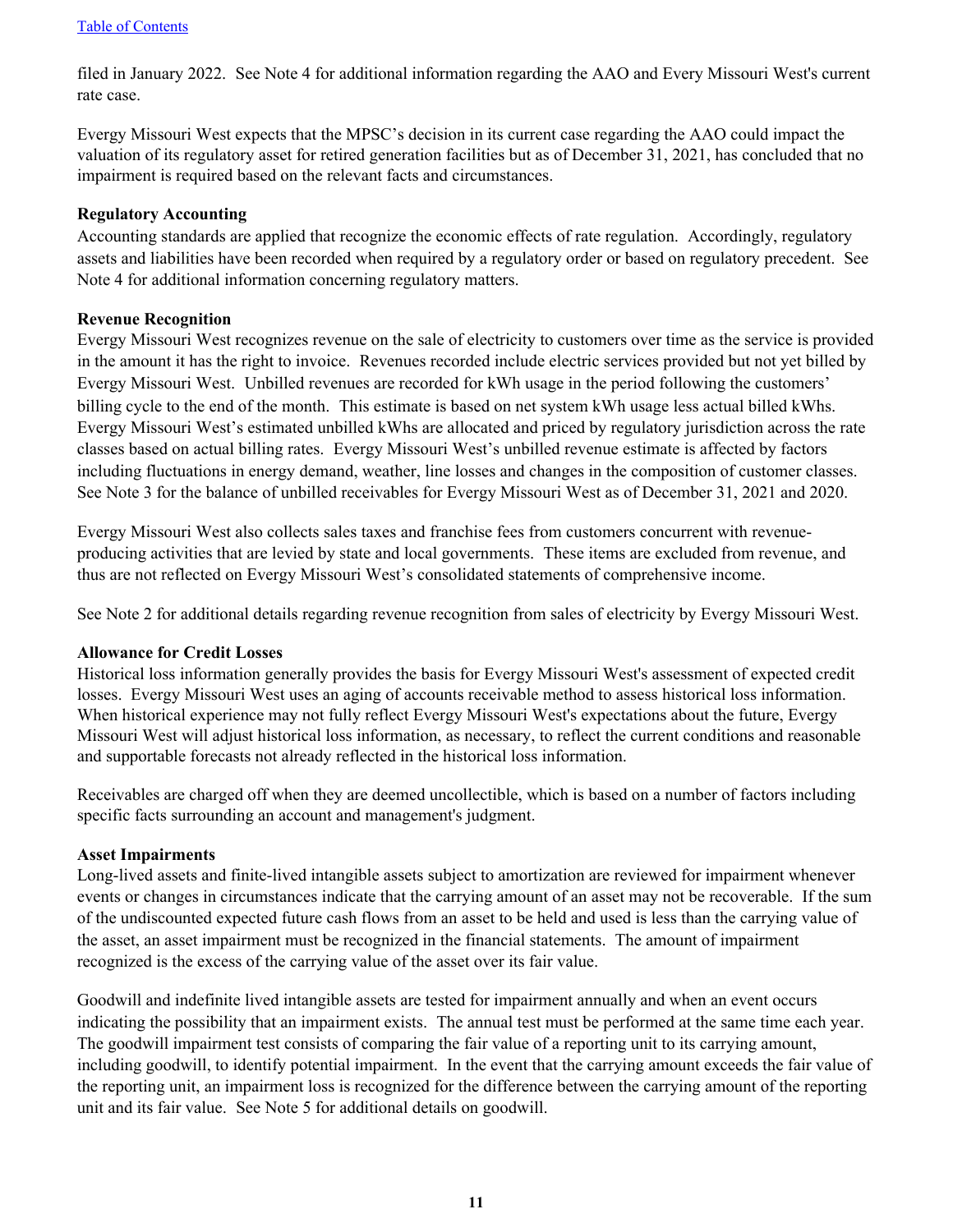filed in January 2022. See Note 4 for additional information regarding the AAO and Every Missouri West's current rate case.

Evergy Missouri West expects that the MPSC's decision in its current case regarding the AAO could impact the valuation of its regulatory asset for retired generation facilities but as of December 31, 2021, has concluded that no impairment is required based on the relevant facts and circumstances.

**Regulatory Accounting**

Accounting standards are applied that recognize the economic effects of rate regulation. Accordingly, regulatory assets and liabilities have been recorded when required by a regulatory order or based on regulatory precedent. See Note 4 for additional information concerning regulatory matters.

**Revenue Recognition**

Evergy Missouri West recognizes revenue on the sale of electricity to customers over time as the service is provided in the amount it has the right to invoice. Revenues recorded include electric services provided but not yet billed by Evergy Missouri West. Unbilled revenues are recorded for kWh usage in the period following the customers' billing cycle to the end of the month. This estimate is based on net system kWh usage less actual billed kWhs. Evergy Missouri West's estimated unbilled kWhs are allocated and priced by regulatory jurisdiction across the rate classes based on actual billing rates. Evergy Missouri West's unbilled revenue estimate is affected by factors including fluctuations in energy demand, weather, line losses and changes in the composition of customer classes. See Note 3 for the balance of unbilled receivables for Evergy Missouri West as of December 31, 2021 and 2020.

Evergy Missouri West also collects sales taxes and franchise fees from customers concurrent with revenue-producing activities that are levied by state and local governments. These items are excluded from revenue, and thus are not reflected on Evergy Missouri West's consolidated statements of comprehensive income.

See Note 2 for additional details regarding revenue recognition from sales of electricity by Evergy Missouri West.

**Allowance for Credit Losses**

Historical loss information generally provides the basis for Evergy Missouri West's assessment of expected credit losses. Evergy Missouri West uses an aging of accounts receivable method to assess historical loss information. When historical experience may not fully reflect Evergy Missouri West's expectations about the future, Evergy Missouri West will adjust historical loss information, as necessary, to reflect the current conditions and reasonable and supportable forecasts not already reflected in the historical loss information.

Receivables are charged off when they are deemed uncollectible, which is based on a number of factors including specific facts surrounding an account and management's judgment.

**Asset Impairments**

Long-lived assets and finite-lived intangible assets subject to amortization are reviewed for impairment whenever events or changes in circumstances indicate that the carrying amount of an asset may not be recoverable. If the sum of the undiscounted expected future cash flows from an asset to be held and used is less than the carrying value of the asset, an asset impairment must be recognized in the financial statements. The amount of impairment recognized is the excess of the carrying value of the asset over its fair value.

Goodwill and indefinite lived intangible assets are tested for impairment annually and when an event occurs indicating the possibility that an impairment exists. The annual test must be performed at the same time each year. The goodwill impairment test consists of comparing the fair value of a reporting unit to its carrying amount, including goodwill, to identify potential impairment. In the event that the carrying amount exceeds the fair value of the reporting unit, an impairment loss is recognized for the difference between the carrying amount of the reporting unit and its fair value. See Note 5 for additional details on goodwill.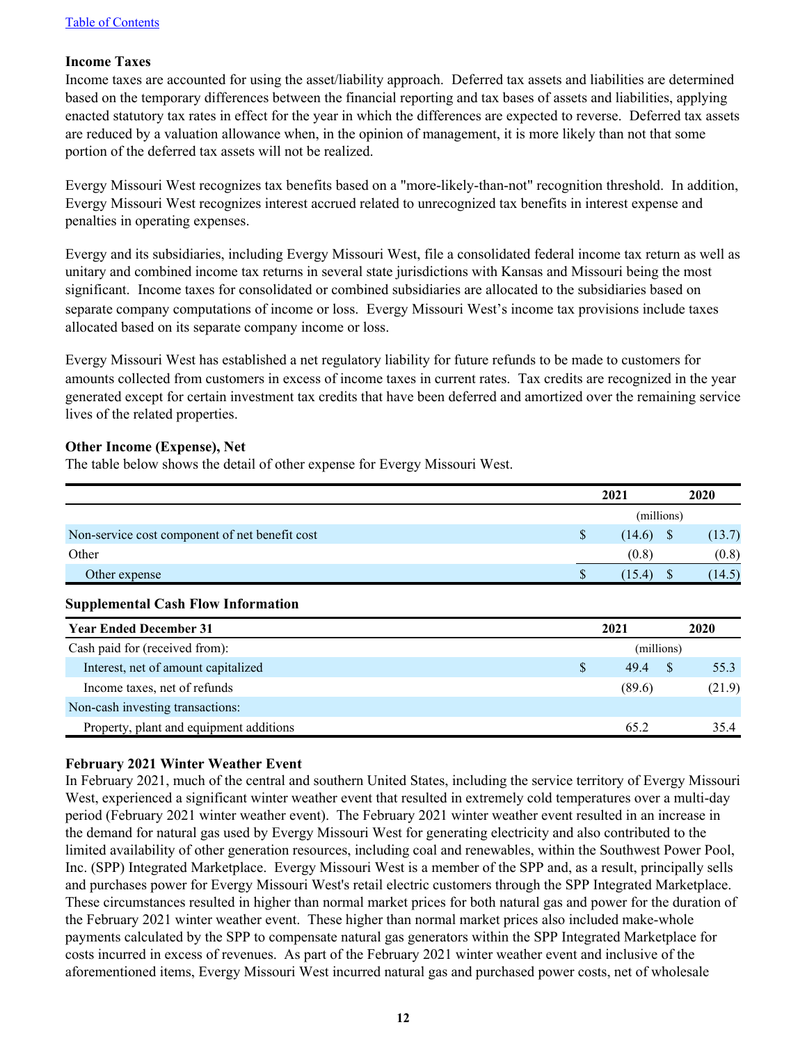[Table of Contents](#)

### Income Taxes

Income taxes are accounted for using the asset/liability approach. Deferred tax assets and liabilities are determined based on the temporary differences between the financial reporting and tax bases of assets and liabilities, applying enacted statutory tax rates in effect for the year in which the differences are expected to reverse. Deferred tax assets are reduced by a valuation allowance when, in the opinion of management, it is more likely than not that some portion of the deferred tax assets will not be realized.

Evergy Missouri West recognizes tax benefits based on a "more-likely-than-not" recognition threshold. In addition, Evergy Missouri West recognizes interest accrued related to unrecognized tax benefits in interest expense and penalties in operating expenses.

Evergy and its subsidiaries, including Evergy Missouri West, file a consolidated federal income tax return as well as unitary and combined income tax returns in several state jurisdictions with Kansas and Missouri being the most significant. Income taxes for consolidated or combined subsidiaries are allocated to the subsidiaries based on separate company computations of income or loss. Evergy Missouri West's income tax provisions include taxes allocated based on its separate company income or loss.

Evergy Missouri West has established a net regulatory liability for future refunds to be made to customers for amounts collected from customers in excess of income taxes in current rates. Tax credits are recognized in the year generated except for certain investment tax credits that have been deferred and amortized over the remaining service lives of the related properties.

### Other Income (Expense), Net

The table below shows the detail of other expense for Evergy Missouri West.

| | 2021 | 2020 |
|---|---|---|
| | (millions) | |
| Non-service cost component of net benefit cost | $ (14.6) | $ (13.7) |
| Other | (0.8) | (0.8) |
| Other expense | $ (15.4) | $ (14.5) |

### Supplemental Cash Flow Information

| Year Ended December 31 | 2021 | 2020 |
|---|---|---|
| Cash paid for (received from): | (millions) | |
| Interest, net of amount capitalized | $ 49.4 | $ 55.3 |
| Income taxes, net of refunds | (89.6) | (21.9) |
| Non-cash investing transactions: | | |
| Property, plant and equipment additions | 65.2 | 35.4 |

### February 2021 Winter Weather Event

In February 2021, much of the central and southern United States, including the service territory of Evergy Missouri West, experienced a significant winter weather event that resulted in extremely cold temperatures over a multi-day period (February 2021 winter weather event). The February 2021 winter weather event resulted in an increase in the demand for natural gas used by Evergy Missouri West for generating electricity and also contributed to the limited availability of other generation resources, including coal and renewables, within the Southwest Power Pool, Inc. (SPP) Integrated Marketplace. Evergy Missouri West is a member of the SPP and, as a result, principally sells and purchases power for Evergy Missouri West's retail electric customers through the SPP Integrated Marketplace. These circumstances resulted in higher than normal market prices for both natural gas and power for the duration of the February 2021 winter weather event. These higher than normal market prices also included make-whole payments calculated by the SPP to compensate natural gas generators within the SPP Integrated Marketplace for costs incurred in excess of revenues. As part of the February 2021 winter weather event and inclusive of the aforementioned items, Evergy Missouri West incurred natural gas and purchased power costs, net of wholesale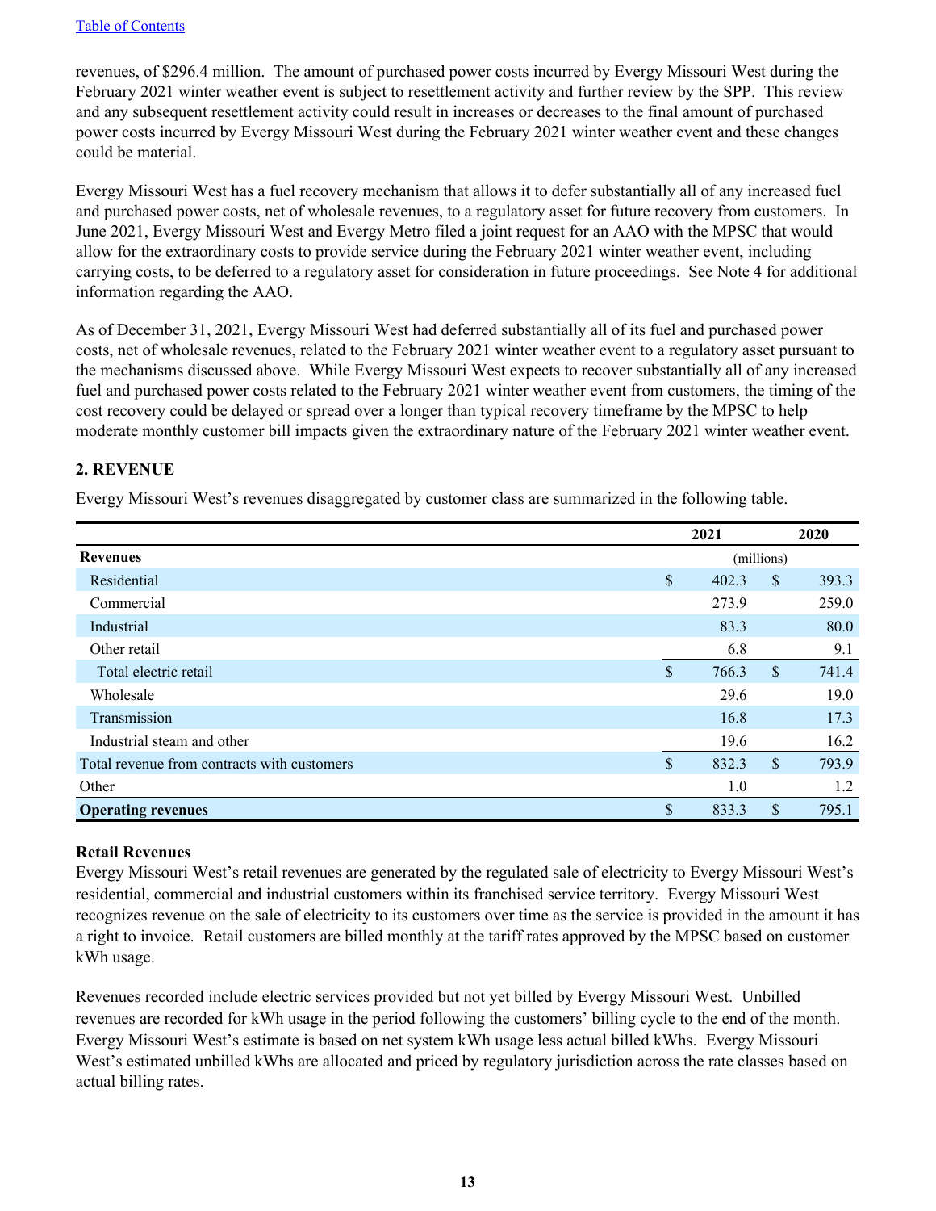revenues, of $296.4 million.  The amount of purchased power costs incurred by Evergy Missouri West during the February 2021 winter weather event is subject to resettlement activity and further review by the SPP.  This review and any subsequent resettlement activity could result in increases or decreases to the final amount of purchased power costs incurred by Evergy Missouri West during the February 2021 winter weather event and these changes could be material.

Evergy Missouri West has a fuel recovery mechanism that allows it to defer substantially all of any increased fuel and purchased power costs, net of wholesale revenues, to a regulatory asset for future recovery from customers.  In June 2021, Evergy Missouri West and Evergy Metro filed a joint request for an AAO with the MPSC that would allow for the extraordinary costs to provide service during the February 2021 winter weather event, including carrying costs, to be deferred to a regulatory asset for consideration in future proceedings.  See Note 4 for additional information regarding the AAO.

As of December 31, 2021, Evergy Missouri West had deferred substantially all of its fuel and purchased power costs, net of wholesale revenues, related to the February 2021 winter weather event to a regulatory asset pursuant to the mechanisms discussed above.  While Evergy Missouri West expects to recover substantially all of any increased fuel and purchased power costs related to the February 2021 winter weather event from customers, the timing of the cost recovery could be delayed or spread over a longer than typical recovery timeframe by the MPSC to help moderate monthly customer bill impacts given the extraordinary nature of the February 2021 winter weather event.

## 2. REVENUE

Evergy Missouri West's revenues disaggregated by customer class are summarized in the following table.

| | 2021 | 2020 |
|---|---|---|
| **Revenues** | (millions) | |
| Residential | $ 402.3 | $ 393.3 |
| Commercial | 273.9 | 259.0 |
| Industrial | 83.3 | 80.0 |
| Other retail | 6.8 | 9.1 |
| Total electric retail | $ 766.3 | $ 741.4 |
| Wholesale | 29.6 | 19.0 |
| Transmission | 16.8 | 17.3 |
| Industrial steam and other | 19.6 | 16.2 |
| Total revenue from contracts with customers | $ 832.3 | $ 793.9 |
| Other | 1.0 | 1.2 |
| **Operating revenues** | $ 833.3 | $ 795.1 |

### Retail Revenues

Evergy Missouri West's retail revenues are generated by the regulated sale of electricity to Evergy Missouri West's residential, commercial and industrial customers within its franchised service territory.  Evergy Missouri West recognizes revenue on the sale of electricity to its customers over time as the service is provided in the amount it has a right to invoice.  Retail customers are billed monthly at the tariff rates approved by the MPSC based on customer kWh usage.

Revenues recorded include electric services provided but not yet billed by Evergy Missouri West.  Unbilled revenues are recorded for kWh usage in the period following the customers' billing cycle to the end of the month.  Evergy Missouri West's estimate is based on net system kWh usage less actual billed kWhs.  Evergy Missouri West's estimated unbilled kWhs are allocated and priced by regulatory jurisdiction across the rate classes based on actual billing rates.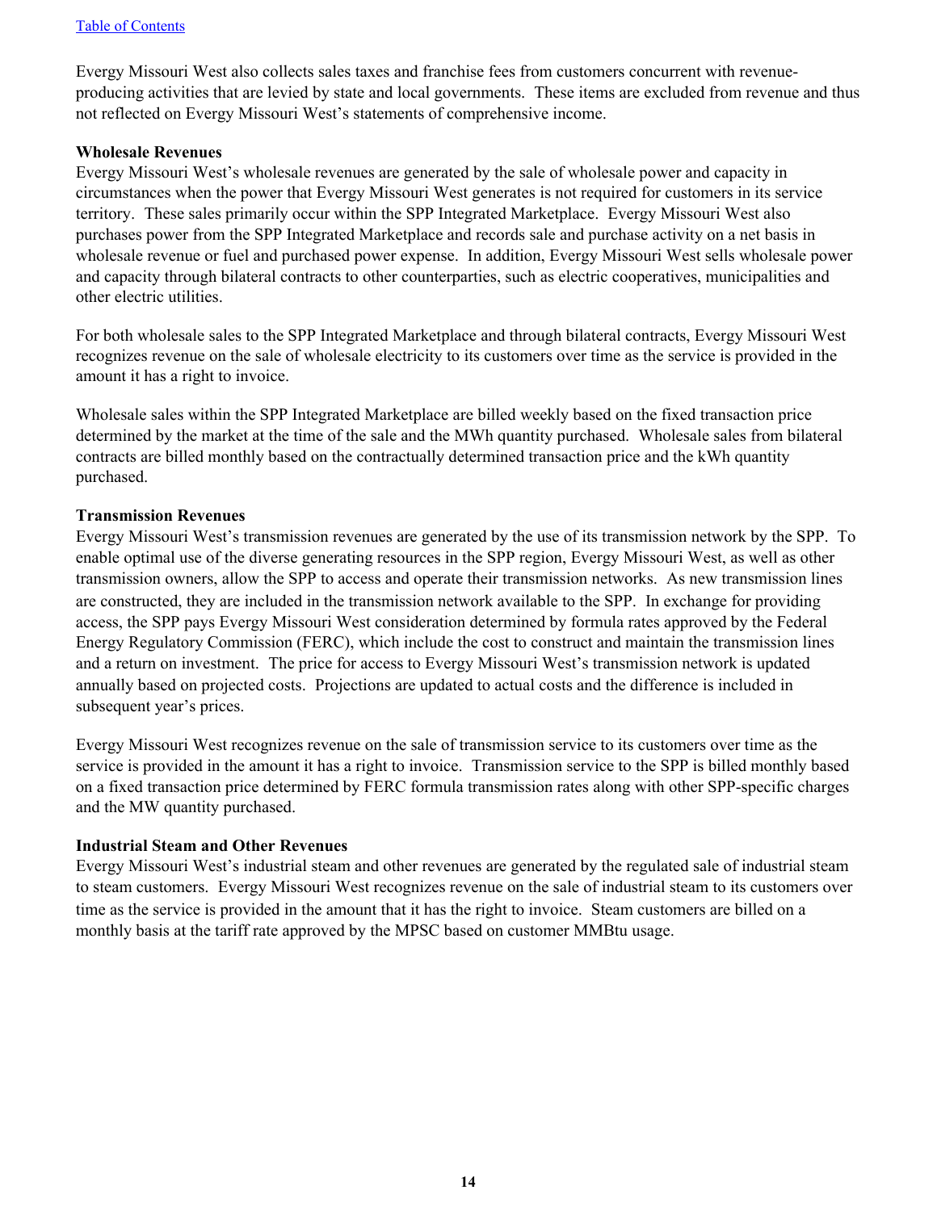Evergy Missouri West also collects sales taxes and franchise fees from customers concurrent with revenue-producing activities that are levied by state and local governments. These items are excluded from revenue and thus not reflected on Evergy Missouri West's statements of comprehensive income.

**Wholesale Revenues**

Evergy Missouri West's wholesale revenues are generated by the sale of wholesale power and capacity in circumstances when the power that Evergy Missouri West generates is not required for customers in its service territory. These sales primarily occur within the SPP Integrated Marketplace. Evergy Missouri West also purchases power from the SPP Integrated Marketplace and records sale and purchase activity on a net basis in wholesale revenue or fuel and purchased power expense. In addition, Evergy Missouri West sells wholesale power and capacity through bilateral contracts to other counterparties, such as electric cooperatives, municipalities and other electric utilities.

For both wholesale sales to the SPP Integrated Marketplace and through bilateral contracts, Evergy Missouri West recognizes revenue on the sale of wholesale electricity to its customers over time as the service is provided in the amount it has a right to invoice.

Wholesale sales within the SPP Integrated Marketplace are billed weekly based on the fixed transaction price determined by the market at the time of the sale and the MWh quantity purchased. Wholesale sales from bilateral contracts are billed monthly based on the contractually determined transaction price and the kWh quantity purchased.

**Transmission Revenues**

Evergy Missouri West's transmission revenues are generated by the use of its transmission network by the SPP. To enable optimal use of the diverse generating resources in the SPP region, Evergy Missouri West, as well as other transmission owners, allow the SPP to access and operate their transmission networks. As new transmission lines are constructed, they are included in the transmission network available to the SPP. In exchange for providing access, the SPP pays Evergy Missouri West consideration determined by formula rates approved by the Federal Energy Regulatory Commission (FERC), which include the cost to construct and maintain the transmission lines and a return on investment. The price for access to Evergy Missouri West's transmission network is updated annually based on projected costs. Projections are updated to actual costs and the difference is included in subsequent year's prices.

Evergy Missouri West recognizes revenue on the sale of transmission service to its customers over time as the service is provided in the amount it has a right to invoice. Transmission service to the SPP is billed monthly based on a fixed transaction price determined by FERC formula transmission rates along with other SPP-specific charges and the MW quantity purchased.

**Industrial Steam and Other Revenues**

Evergy Missouri West's industrial steam and other revenues are generated by the regulated sale of industrial steam to steam customers. Evergy Missouri West recognizes revenue on the sale of industrial steam to its customers over time as the service is provided in the amount that it has the right to invoice. Steam customers are billed on a monthly basis at the tariff rate approved by the MPSC based on customer MMBtu usage.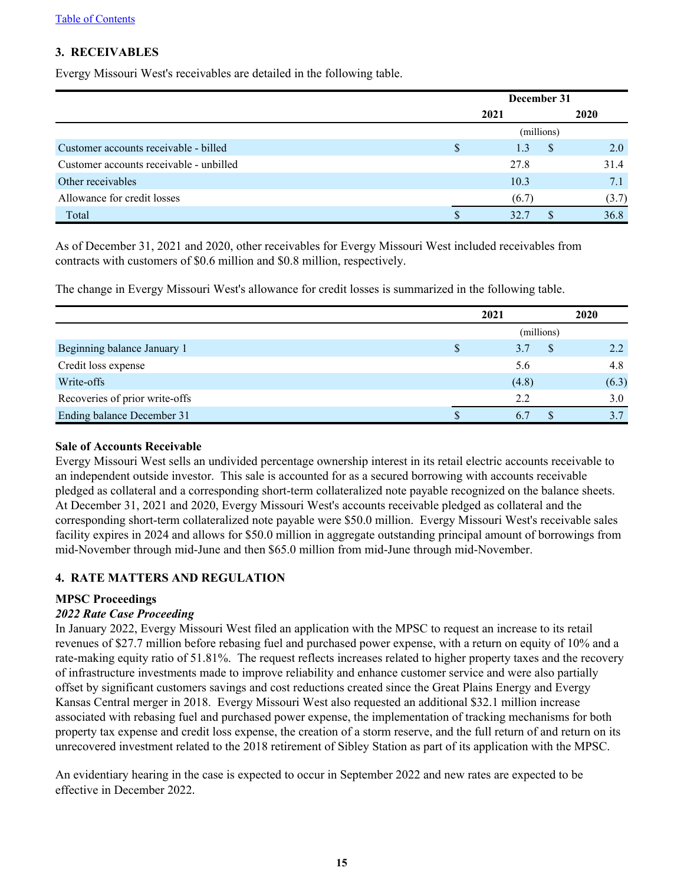## 3. RECEIVABLES

Evergy Missouri West's receivables are detailed in the following table.

| | December 31 | |
|---|---|---|
| | 2021 | 2020 |
| | (millions) | |
| Customer accounts receivable - billed | $ 1.3 | $ 2.0 |
| Customer accounts receivable - unbilled | 27.8 | 31.4 |
| Other receivables | 10.3 | 7.1 |
| Allowance for credit losses | (6.7) | (3.7) |
| Total | $ 32.7 | $ 36.8 |

As of December 31, 2021 and 2020, other receivables for Evergy Missouri West included receivables from contracts with customers of $0.6 million and $0.8 million, respectively.

The change in Evergy Missouri West's allowance for credit losses is summarized in the following table.

| | 2021 | 2020 |
|---|---|---|
| | (millions) | |
| Beginning balance January 1 | $ 3.7 | $ 2.2 |
| Credit loss expense | 5.6 | 4.8 |
| Write-offs | (4.8) | (6.3) |
| Recoveries of prior write-offs | 2.2 | 3.0 |
| Ending balance December 31 | $ 6.7 | $ 3.7 |

### Sale of Accounts Receivable

Evergy Missouri West sells an undivided percentage ownership interest in its retail electric accounts receivable to an independent outside investor. This sale is accounted for as a secured borrowing with accounts receivable pledged as collateral and a corresponding short-term collateralized note payable recognized on the balance sheets. At December 31, 2021 and 2020, Evergy Missouri West's accounts receivable pledged as collateral and the corresponding short-term collateralized note payable were $50.0 million. Evergy Missouri West's receivable sales facility expires in 2024 and allows for $50.0 million in aggregate outstanding principal amount of borrowings from mid-November through mid-June and then $65.0 million from mid-June through mid-November.

## 4. RATE MATTERS AND REGULATION

### MPSC Proceedings

***2022 Rate Case Proceeding***

In January 2022, Evergy Missouri West filed an application with the MPSC to request an increase to its retail revenues of $27.7 million before rebasing fuel and purchased power expense, with a return on equity of 10% and a rate-making equity ratio of 51.81%. The request reflects increases related to higher property taxes and the recovery of infrastructure investments made to improve reliability and enhance customer service and were also partially offset by significant customers savings and cost reductions created since the Great Plains Energy and Evergy Kansas Central merger in 2018. Evergy Missouri West also requested an additional $32.1 million increase associated with rebasing fuel and purchased power expense, the implementation of tracking mechanisms for both property tax expense and credit loss expense, the creation of a storm reserve, and the full return of and return on its unrecovered investment related to the 2018 retirement of Sibley Station as part of its application with the MPSC.

An evidentiary hearing in the case is expected to occur in September 2022 and new rates are expected to be effective in December 2022.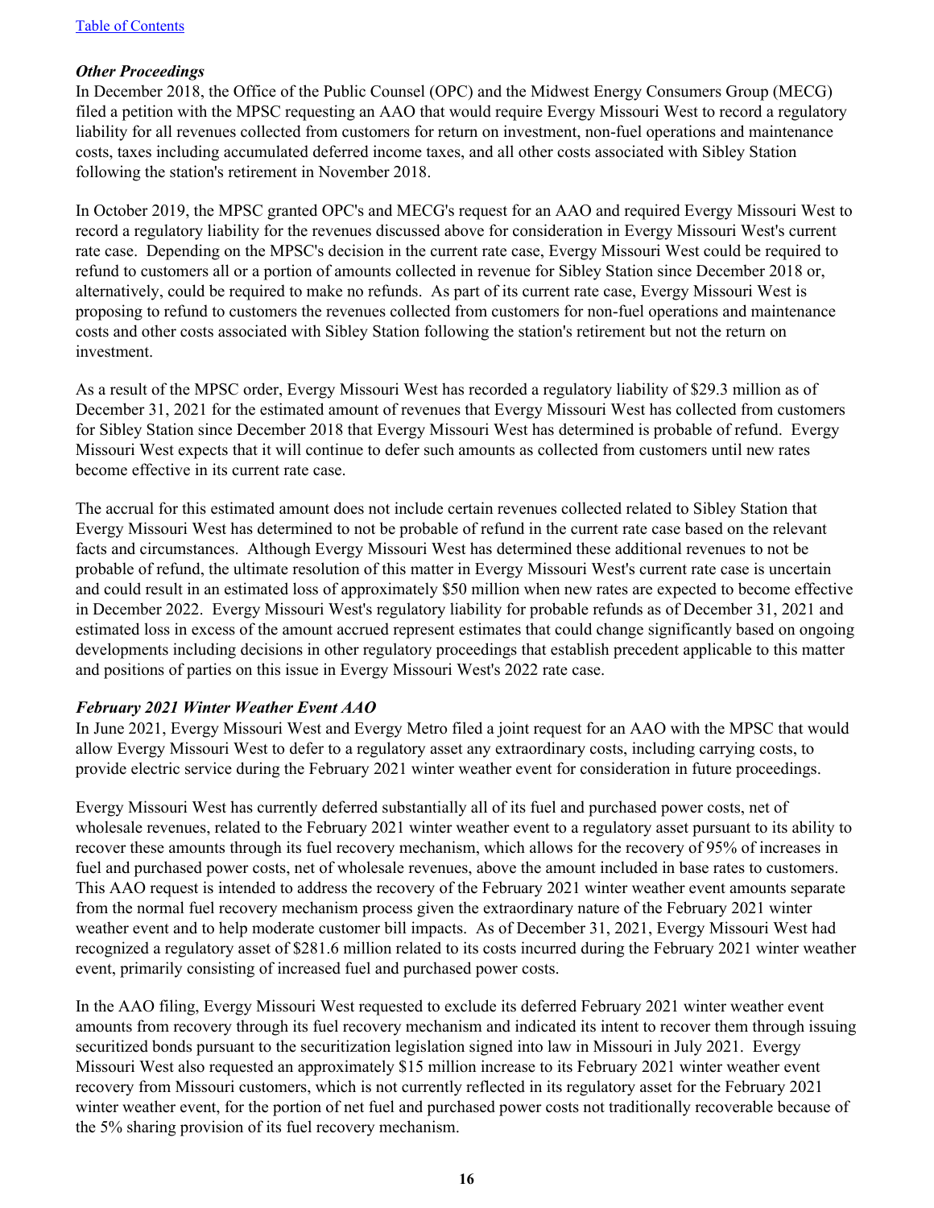*Other Proceedings*

In December 2018, the Office of the Public Counsel (OPC) and the Midwest Energy Consumers Group (MECG) filed a petition with the MPSC requesting an AAO that would require Evergy Missouri West to record a regulatory liability for all revenues collected from customers for return on investment, non-fuel operations and maintenance costs, taxes including accumulated deferred income taxes, and all other costs associated with Sibley Station following the station's retirement in November 2018.

In October 2019, the MPSC granted OPC's and MECG's request for an AAO and required Evergy Missouri West to record a regulatory liability for the revenues discussed above for consideration in Evergy Missouri West's current rate case. Depending on the MPSC's decision in the current rate case, Evergy Missouri West could be required to refund to customers all or a portion of amounts collected in revenue for Sibley Station since December 2018 or, alternatively, could be required to make no refunds. As part of its current rate case, Evergy Missouri West is proposing to refund to customers the revenues collected from customers for non-fuel operations and maintenance costs and other costs associated with Sibley Station following the station's retirement but not the return on investment.

As a result of the MPSC order, Evergy Missouri West has recorded a regulatory liability of $29.3 million as of December 31, 2021 for the estimated amount of revenues that Evergy Missouri West has collected from customers for Sibley Station since December 2018 that Evergy Missouri West has determined is probable of refund. Evergy Missouri West expects that it will continue to defer such amounts as collected from customers until new rates become effective in its current rate case.

The accrual for this estimated amount does not include certain revenues collected related to Sibley Station that Evergy Missouri West has determined to not be probable of refund in the current rate case based on the relevant facts and circumstances. Although Evergy Missouri West has determined these additional revenues to not be probable of refund, the ultimate resolution of this matter in Evergy Missouri West's current rate case is uncertain and could result in an estimated loss of approximately $50 million when new rates are expected to become effective in December 2022. Evergy Missouri West's regulatory liability for probable refunds as of December 31, 2021 and estimated loss in excess of the amount accrued represent estimates that could change significantly based on ongoing developments including decisions in other regulatory proceedings that establish precedent applicable to this matter and positions of parties on this issue in Evergy Missouri West's 2022 rate case.

*February 2021 Winter Weather Event AAO*

In June 2021, Evergy Missouri West and Evergy Metro filed a joint request for an AAO with the MPSC that would allow Evergy Missouri West to defer to a regulatory asset any extraordinary costs, including carrying costs, to provide electric service during the February 2021 winter weather event for consideration in future proceedings.

Evergy Missouri West has currently deferred substantially all of its fuel and purchased power costs, net of wholesale revenues, related to the February 2021 winter weather event to a regulatory asset pursuant to its ability to recover these amounts through its fuel recovery mechanism, which allows for the recovery of 95% of increases in fuel and purchased power costs, net of wholesale revenues, above the amount included in base rates to customers. This AAO request is intended to address the recovery of the February 2021 winter weather event amounts separate from the normal fuel recovery mechanism process given the extraordinary nature of the February 2021 winter weather event and to help moderate customer bill impacts. As of December 31, 2021, Evergy Missouri West had recognized a regulatory asset of $281.6 million related to its costs incurred during the February 2021 winter weather event, primarily consisting of increased fuel and purchased power costs.

In the AAO filing, Evergy Missouri West requested to exclude its deferred February 2021 winter weather event amounts from recovery through its fuel recovery mechanism and indicated its intent to recover them through issuing securitized bonds pursuant to the securitization legislation signed into law in Missouri in July 2021. Evergy Missouri West also requested an approximately $15 million increase to its February 2021 winter weather event recovery from Missouri customers, which is not currently reflected in its regulatory asset for the February 2021 winter weather event, for the portion of net fuel and purchased power costs not traditionally recoverable because of the 5% sharing provision of its fuel recovery mechanism.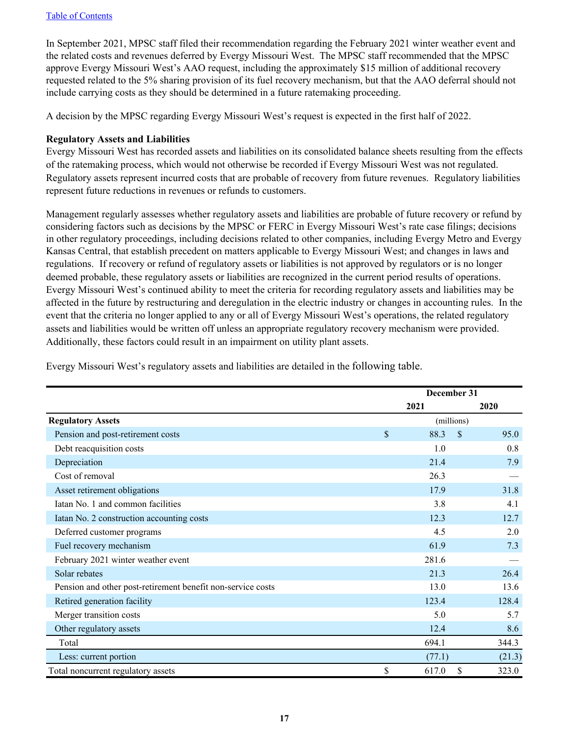In September 2021, MPSC staff filed their recommendation regarding the February 2021 winter weather event and the related costs and revenues deferred by Evergy Missouri West. The MPSC staff recommended that the MPSC approve Evergy Missouri West's AAO request, including the approximately $15 million of additional recovery requested related to the 5% sharing provision of its fuel recovery mechanism, but that the AAO deferral should not include carrying costs as they should be determined in a future ratemaking proceeding.

A decision by the MPSC regarding Evergy Missouri West's request is expected in the first half of 2022.

**Regulatory Assets and Liabilities**

Evergy Missouri West has recorded assets and liabilities on its consolidated balance sheets resulting from the effects of the ratemaking process, which would not otherwise be recorded if Evergy Missouri West was not regulated. Regulatory assets represent incurred costs that are probable of recovery from future revenues. Regulatory liabilities represent future reductions in revenues or refunds to customers.

Management regularly assesses whether regulatory assets and liabilities are probable of future recovery or refund by considering factors such as decisions by the MPSC or FERC in Evergy Missouri West's rate case filings; decisions in other regulatory proceedings, including decisions related to other companies, including Evergy Metro and Evergy Kansas Central, that establish precedent on matters applicable to Evergy Missouri West; and changes in laws and regulations. If recovery or refund of regulatory assets or liabilities is not approved by regulators or is no longer deemed probable, these regulatory assets or liabilities are recognized in the current period results of operations. Evergy Missouri West's continued ability to meet the criteria for recording regulatory assets and liabilities may be affected in the future by restructuring and deregulation in the electric industry or changes in accounting rules. In the event that the criteria no longer applied to any or all of Evergy Missouri West's operations, the related regulatory assets and liabilities would be written off unless an appropriate regulatory recovery mechanism were provided. Additionally, these factors could result in an impairment on utility plant assets.

Evergy Missouri West's regulatory assets and liabilities are detailed in the following table.

| | December 31 | |
|---|---|---|
| | 2021 | 2020 |
| **Regulatory Assets** | (millions) | |
| Pension and post-retirement costs | $ 88.3 | $ 95.0 |
| Debt reacquisition costs | 1.0 | 0.8 |
| Depreciation | 21.4 | 7.9 |
| Cost of removal | 26.3 | — |
| Asset retirement obligations | 17.9 | 31.8 |
| Iatan No. 1 and common facilities | 3.8 | 4.1 |
| Iatan No. 2 construction accounting costs | 12.3 | 12.7 |
| Deferred customer programs | 4.5 | 2.0 |
| Fuel recovery mechanism | 61.9 | 7.3 |
| February 2021 winter weather event | 281.6 | — |
| Solar rebates | 21.3 | 26.4 |
| Pension and other post-retirement benefit non-service costs | 13.0 | 13.6 |
| Retired generation facility | 123.4 | 128.4 |
| Merger transition costs | 5.0 | 5.7 |
| Other regulatory assets | 12.4 | 8.6 |
| Total | 694.1 | 344.3 |
| Less: current portion | (77.1) | (21.3) |
| Total noncurrent regulatory assets | $ 617.0 | $ 323.0 |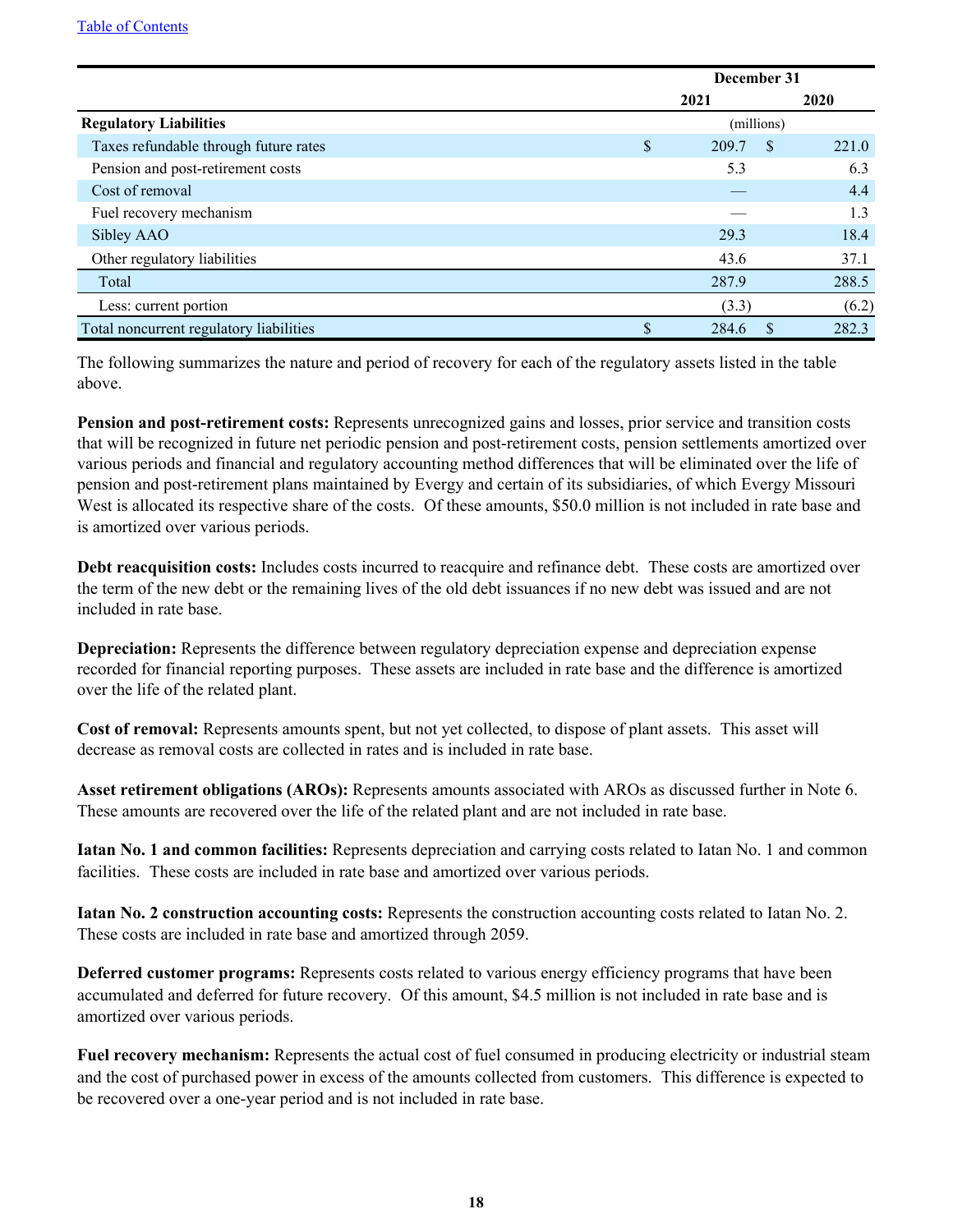Table of Contents

| | December 31 | |
|---|---|---|
| | 2021 | 2020 |
| **Regulatory Liabilities** | (millions) | |
| Taxes refundable through future rates | $ 209.7 | $ 221.0 |
| Pension and post-retirement costs | 5.3 | 6.3 |
| Cost of removal | — | 4.4 |
| Fuel recovery mechanism | — | 1.3 |
| Sibley AAO | 29.3 | 18.4 |
| Other regulatory liabilities | 43.6 | 37.1 |
| Total | 287.9 | 288.5 |
| Less: current portion | (3.3) | (6.2) |
| Total noncurrent regulatory liabilities | $ 284.6 | $ 282.3 |

The following summarizes the nature and period of recovery for each of the regulatory assets listed in the table above.

**Pension and post-retirement costs:** Represents unrecognized gains and losses, prior service and transition costs that will be recognized in future net periodic pension and post-retirement costs, pension settlements amortized over various periods and financial and regulatory accounting method differences that will be eliminated over the life of pension and post-retirement plans maintained by Evergy and certain of its subsidiaries, of which Evergy Missouri West is allocated its respective share of the costs. Of these amounts, $50.0 million is not included in rate base and is amortized over various periods.

**Debt reacquisition costs:** Includes costs incurred to reacquire and refinance debt. These costs are amortized over the term of the new debt or the remaining lives of the old debt issuances if no new debt was issued and are not included in rate base.

**Depreciation:** Represents the difference between regulatory depreciation expense and depreciation expense recorded for financial reporting purposes. These assets are included in rate base and the difference is amortized over the life of the related plant.

**Cost of removal:** Represents amounts spent, but not yet collected, to dispose of plant assets. This asset will decrease as removal costs are collected in rates and is included in rate base.

**Asset retirement obligations (AROs):** Represents amounts associated with AROs as discussed further in Note 6. These amounts are recovered over the life of the related plant and are not included in rate base.

**Iatan No. 1 and common facilities:** Represents depreciation and carrying costs related to Iatan No. 1 and common facilities. These costs are included in rate base and amortized over various periods.

**Iatan No. 2 construction accounting costs:** Represents the construction accounting costs related to Iatan No. 2. These costs are included in rate base and amortized through 2059.

**Deferred customer programs:** Represents costs related to various energy efficiency programs that have been accumulated and deferred for future recovery. Of this amount, $4.5 million is not included in rate base and is amortized over various periods.

**Fuel recovery mechanism:** Represents the actual cost of fuel consumed in producing electricity or industrial steam and the cost of purchased power in excess of the amounts collected from customers. This difference is expected to be recovered over a one-year period and is not included in rate base.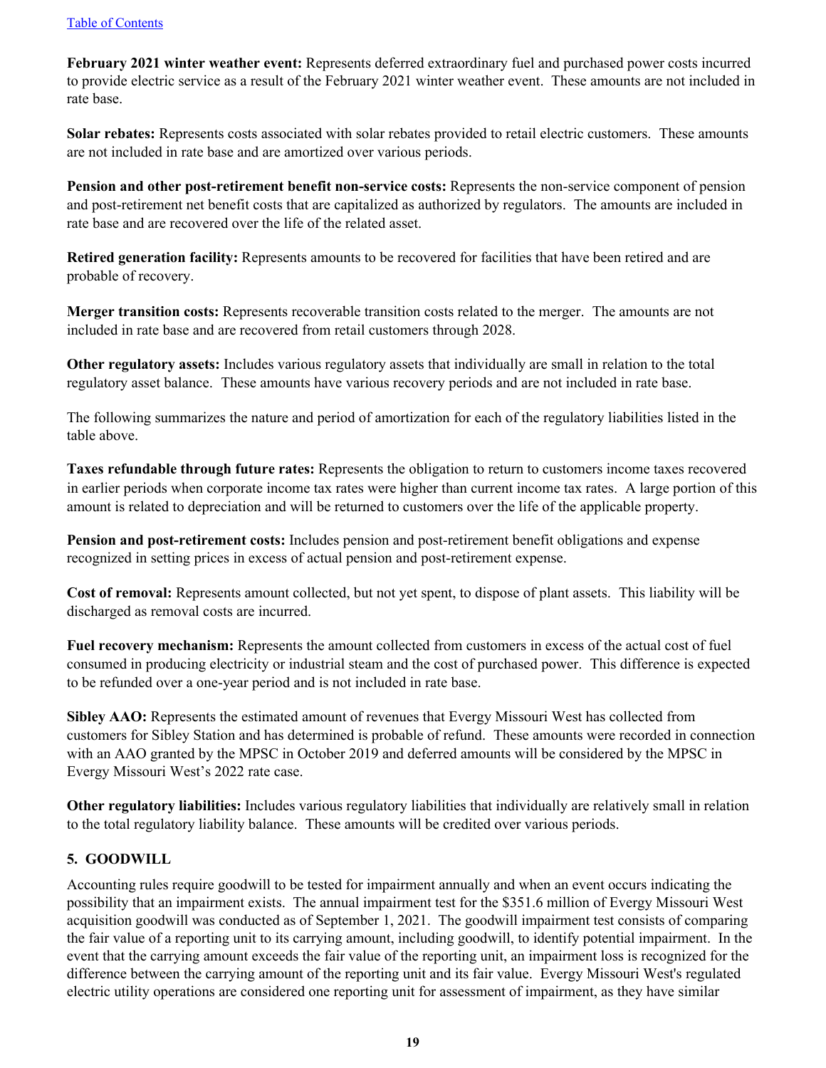**February 2021 winter weather event:** Represents deferred extraordinary fuel and purchased power costs incurred to provide electric service as a result of the February 2021 winter weather event. These amounts are not included in rate base.

**Solar rebates:** Represents costs associated with solar rebates provided to retail electric customers. These amounts are not included in rate base and are amortized over various periods.

**Pension and other post-retirement benefit non-service costs:** Represents the non-service component of pension and post-retirement net benefit costs that are capitalized as authorized by regulators. The amounts are included in rate base and are recovered over the life of the related asset.

**Retired generation facility:** Represents amounts to be recovered for facilities that have been retired and are probable of recovery.

**Merger transition costs:** Represents recoverable transition costs related to the merger. The amounts are not included in rate base and are recovered from retail customers through 2028.

**Other regulatory assets:** Includes various regulatory assets that individually are small in relation to the total regulatory asset balance. These amounts have various recovery periods and are not included in rate base.

The following summarizes the nature and period of amortization for each of the regulatory liabilities listed in the table above.

**Taxes refundable through future rates:** Represents the obligation to return to customers income taxes recovered in earlier periods when corporate income tax rates were higher than current income tax rates. A large portion of this amount is related to depreciation and will be returned to customers over the life of the applicable property.

**Pension and post-retirement costs:** Includes pension and post-retirement benefit obligations and expense recognized in setting prices in excess of actual pension and post-retirement expense.

**Cost of removal:** Represents amount collected, but not yet spent, to dispose of plant assets. This liability will be discharged as removal costs are incurred.

**Fuel recovery mechanism:** Represents the amount collected from customers in excess of the actual cost of fuel consumed in producing electricity or industrial steam and the cost of purchased power. This difference is expected to be refunded over a one-year period and is not included in rate base.

**Sibley AAO:** Represents the estimated amount of revenues that Evergy Missouri West has collected from customers for Sibley Station and has determined is probable of refund. These amounts were recorded in connection with an AAO granted by the MPSC in October 2019 and deferred amounts will be considered by the MPSC in Evergy Missouri West's 2022 rate case.

**Other regulatory liabilities:** Includes various regulatory liabilities that individually are relatively small in relation to the total regulatory liability balance. These amounts will be credited over various periods.

## 5. GOODWILL

Accounting rules require goodwill to be tested for impairment annually and when an event occurs indicating the possibility that an impairment exists. The annual impairment test for the $351.6 million of Evergy Missouri West acquisition goodwill was conducted as of September 1, 2021. The goodwill impairment test consists of comparing the fair value of a reporting unit to its carrying amount, including goodwill, to identify potential impairment. In the event that the carrying amount exceeds the fair value of the reporting unit, an impairment loss is recognized for the difference between the carrying amount of the reporting unit and its fair value. Evergy Missouri West's regulated electric utility operations are considered one reporting unit for assessment of impairment, as they have similar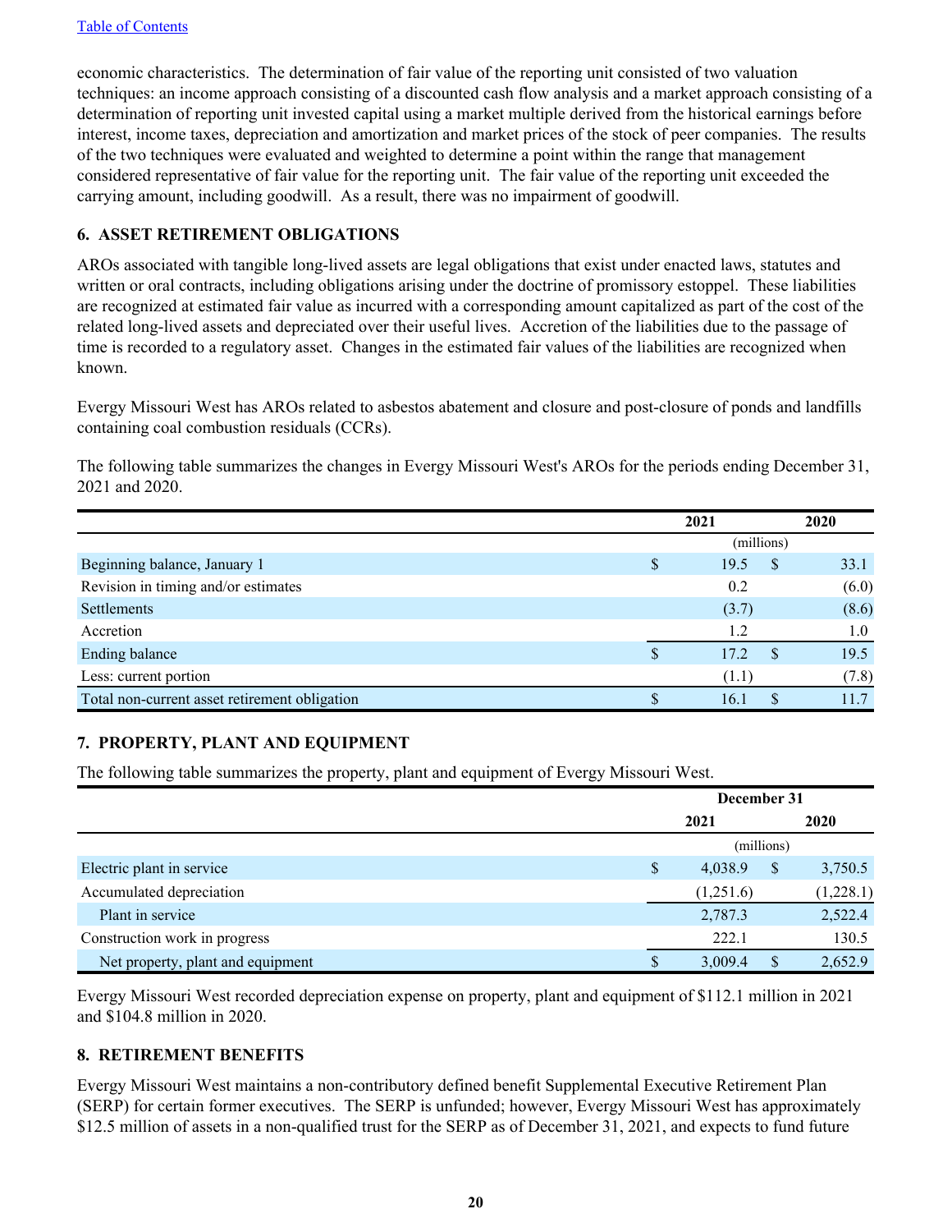economic characteristics. The determination of fair value of the reporting unit consisted of two valuation techniques: an income approach consisting of a discounted cash flow analysis and a market approach consisting of a determination of reporting unit invested capital using a market multiple derived from the historical earnings before interest, income taxes, depreciation and amortization and market prices of the stock of peer companies. The results of the two techniques were evaluated and weighted to determine a point within the range that management considered representative of fair value for the reporting unit. The fair value of the reporting unit exceeded the carrying amount, including goodwill. As a result, there was no impairment of goodwill.

## 6. ASSET RETIREMENT OBLIGATIONS

AROs associated with tangible long-lived assets are legal obligations that exist under enacted laws, statutes and written or oral contracts, including obligations arising under the doctrine of promissory estoppel. These liabilities are recognized at estimated fair value as incurred with a corresponding amount capitalized as part of the cost of the related long-lived assets and depreciated over their useful lives. Accretion of the liabilities due to the passage of time is recorded to a regulatory asset. Changes in the estimated fair values of the liabilities are recognized when known.

Evergy Missouri West has AROs related to asbestos abatement and closure and post-closure of ponds and landfills containing coal combustion residuals (CCRs).

The following table summarizes the changes in Evergy Missouri West's AROs for the periods ending December 31, 2021 and 2020.

| | 2021 | 2020 |
|---|---|---|
| | (millions) | |
| Beginning balance, January 1 | $ 19.5 | $ 33.1 |
| Revision in timing and/or estimates | 0.2 | (6.0) |
| Settlements | (3.7) | (8.6) |
| Accretion | 1.2 | 1.0 |
| Ending balance | $ 17.2 | $ 19.5 |
| Less: current portion | (1.1) | (7.8) |
| Total non-current asset retirement obligation | $ 16.1 | $ 11.7 |

## 7. PROPERTY, PLANT AND EQUIPMENT

The following table summarizes the property, plant and equipment of Evergy Missouri West.

| | December 31 | |
|---|---|---|
| | 2021 | 2020 |
| | (millions) | |
| Electric plant in service | $ 4,038.9 | $ 3,750.5 |
| Accumulated depreciation | (1,251.6) | (1,228.1) |
| Plant in service | 2,787.3 | 2,522.4 |
| Construction work in progress | 222.1 | 130.5 |
| Net property, plant and equipment | $ 3,009.4 | $ 2,652.9 |

Evergy Missouri West recorded depreciation expense on property, plant and equipment of $112.1 million in 2021 and $104.8 million in 2020.

## 8. RETIREMENT BENEFITS

Evergy Missouri West maintains a non-contributory defined benefit Supplemental Executive Retirement Plan (SERP) for certain former executives. The SERP is unfunded; however, Evergy Missouri West has approximately $12.5 million of assets in a non-qualified trust for the SERP as of December 31, 2021, and expects to fund future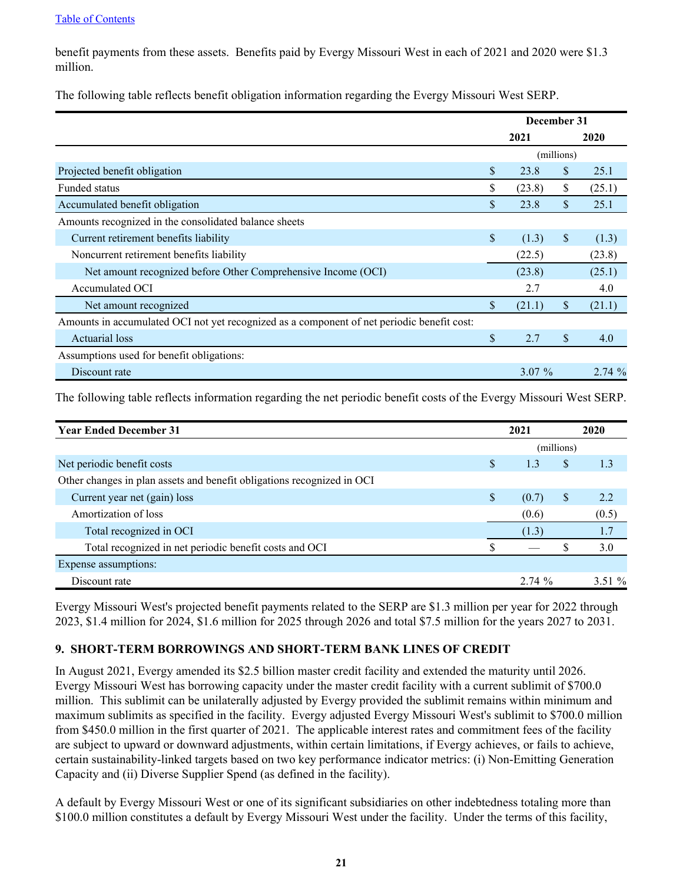benefit payments from these assets. Benefits paid by Evergy Missouri West in each of 2021 and 2020 were $1.3 million.

The following table reflects benefit obligation information regarding the Evergy Missouri West SERP.

| | December 31 | |
|---|---|---|
| | 2021 | 2020 |
| | (millions) | |
| Projected benefit obligation | $ 23.8 | $ 25.1 |
| Funded status | $ (23.8) | $ (25.1) |
| Accumulated benefit obligation | $ 23.8 | $ 25.1 |
| Amounts recognized in the consolidated balance sheets | | |
| Current retirement benefits liability | $ (1.3) | $ (1.3) |
| Noncurrent retirement benefits liability | (22.5) | (23.8) |
| Net amount recognized before Other Comprehensive Income (OCI) | (23.8) | (25.1) |
| Accumulated OCI | 2.7 | 4.0 |
| Net amount recognized | $ (21.1) | $ (21.1) |
| Amounts in accumulated OCI not yet recognized as a component of net periodic benefit cost: | | |
| Actuarial loss | $ 2.7 | $ 4.0 |
| Assumptions used for benefit obligations: | | |
| Discount rate | 3.07 % | 2.74 % |

The following table reflects information regarding the net periodic benefit costs of the Evergy Missouri West SERP.

| Year Ended December 31 | 2021 | 2020 |
|---|---|---|
| | (millions) | |
| Net periodic benefit costs | $ 1.3 | $ 1.3 |
| Other changes in plan assets and benefit obligations recognized in OCI | | |
| Current year net (gain) loss | $ (0.7) | $ 2.2 |
| Amortization of loss | (0.6) | (0.5) |
| Total recognized in OCI | (1.3) | 1.7 |
| Total recognized in net periodic benefit costs and OCI | $ — | $ 3.0 |
| Expense assumptions: | | |
| Discount rate | 2.74 % | 3.51 % |

Evergy Missouri West's projected benefit payments related to the SERP are $1.3 million per year for 2022 through 2023, $1.4 million for 2024, $1.6 million for 2025 through 2026 and total $7.5 million for the years 2027 to 2031.

## 9. SHORT-TERM BORROWINGS AND SHORT-TERM BANK LINES OF CREDIT

In August 2021, Evergy amended its $2.5 billion master credit facility and extended the maturity until 2026. Evergy Missouri West has borrowing capacity under the master credit facility with a current sublimit of $700.0 million. This sublimit can be unilaterally adjusted by Evergy provided the sublimit remains within minimum and maximum sublimits as specified in the facility. Evergy adjusted Evergy Missouri West's sublimit to $700.0 million from $450.0 million in the first quarter of 2021. The applicable interest rates and commitment fees of the facility are subject to upward or downward adjustments, within certain limitations, if Evergy achieves, or fails to achieve, certain sustainability-linked targets based on two key performance indicator metrics: (i) Non-Emitting Generation Capacity and (ii) Diverse Supplier Spend (as defined in the facility).

A default by Evergy Missouri West or one of its significant subsidiaries on other indebtedness totaling more than $100.0 million constitutes a default by Evergy Missouri West under the facility. Under the terms of this facility,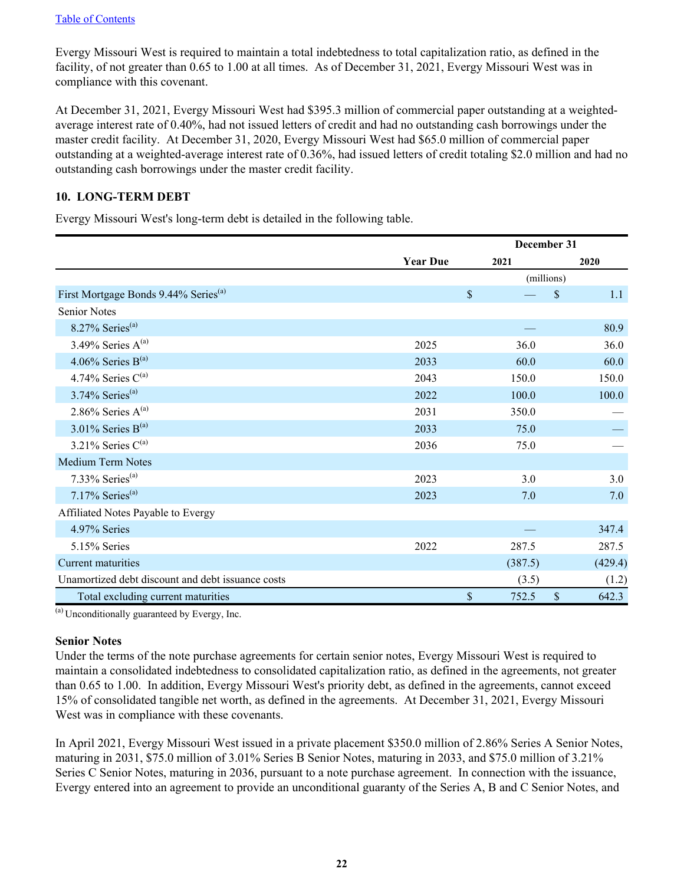Evergy Missouri West is required to maintain a total indebtedness to total capitalization ratio, as defined in the facility, of not greater than 0.65 to 1.00 at all times. As of December 31, 2021, Evergy Missouri West was in compliance with this covenant.

At December 31, 2021, Evergy Missouri West had $395.3 million of commercial paper outstanding at a weighted-average interest rate of 0.40%, had not issued letters of credit and had no outstanding cash borrowings under the master credit facility. At December 31, 2020, Evergy Missouri West had $65.0 million of commercial paper outstanding at a weighted-average interest rate of 0.36%, had issued letters of credit totaling $2.0 million and had no outstanding cash borrowings under the master credit facility.

## 10. LONG-TERM DEBT

Evergy Missouri West's long-term debt is detailed in the following table.

| | | December 31 | |
|---|---|---|---|
| | Year Due | 2021 | 2020 |
| | | (millions) | |
| First Mortgage Bonds 9.44% Series[a] | | $ — | $ 1.1 |
| Senior Notes | | | |
| 8.27% Series[a] | | — | 80.9 |
| 3.49% Series A[a] | 2025 | 36.0 | 36.0 |
| 4.06% Series B[a] | 2033 | 60.0 | 60.0 |
| 4.74% Series C[a] | 2043 | 150.0 | 150.0 |
| 3.74% Series[a] | 2022 | 100.0 | 100.0 |
| 2.86% Series A[a] | 2031 | 350.0 | — |
| 3.01% Series B[a] | 2033 | 75.0 | — |
| 3.21% Series C[a] | 2036 | 75.0 | — |
| Medium Term Notes | | | |
| 7.33% Series[a] | 2023 | 3.0 | 3.0 |
| 7.17% Series[a] | 2023 | 7.0 | 7.0 |
| Affiliated Notes Payable to Evergy | | | |
| 4.97% Series | | — | 347.4 |
| 5.15% Series | 2022 | 287.5 | 287.5 |
| Current maturities | | (387.5) | (429.4) |
| Unamortized debt discount and debt issuance costs | | (3.5) | (1.2) |
| Total excluding current maturities | | $ 752.5 | $ 642.3 |

[a] Unconditionally guaranteed by Evergy, Inc.

### Senior Notes

Under the terms of the note purchase agreements for certain senior notes, Evergy Missouri West is required to maintain a consolidated indebtedness to consolidated capitalization ratio, as defined in the agreements, not greater than 0.65 to 1.00. In addition, Evergy Missouri West's priority debt, as defined in the agreements, cannot exceed 15% of consolidated tangible net worth, as defined in the agreements. At December 31, 2021, Evergy Missouri West was in compliance with these covenants.

In April 2021, Evergy Missouri West issued in a private placement $350.0 million of 2.86% Series A Senior Notes, maturing in 2031, $75.0 million of 3.01% Series B Senior Notes, maturing in 2033, and $75.0 million of 3.21% Series C Senior Notes, maturing in 2036, pursuant to a note purchase agreement. In connection with the issuance, Evergy entered into an agreement to provide an unconditional guaranty of the Series A, B and C Senior Notes, and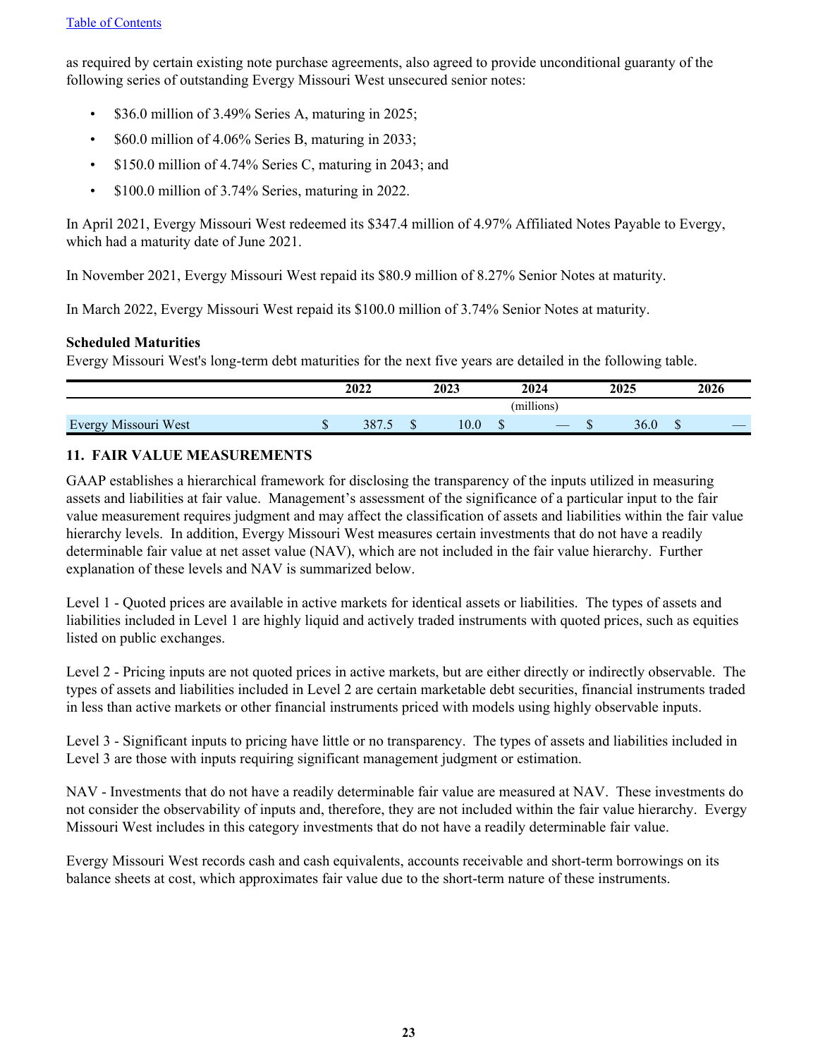as required by certain existing note purchase agreements, also agreed to provide unconditional guaranty of the following series of outstanding Evergy Missouri West unsecured senior notes:

- $36.0 million of 3.49% Series A, maturing in 2025;
- $60.0 million of 4.06% Series B, maturing in 2033;
- $150.0 million of 4.74% Series C, maturing in 2043; and
- $100.0 million of 3.74% Series, maturing in 2022.

In April 2021, Evergy Missouri West redeemed its $347.4 million of 4.97% Affiliated Notes Payable to Evergy, which had a maturity date of June 2021.

In November 2021, Evergy Missouri West repaid its $80.9 million of 8.27% Senior Notes at maturity.

In March 2022, Evergy Missouri West repaid its $100.0 million of 3.74% Senior Notes at maturity.

**Scheduled Maturities**

Evergy Missouri West's long-term debt maturities for the next five years are detailed in the following table.

| | 2022 | 2023 | 2024 | 2025 | 2026 |
|---|---|---|---|---|---|
| | | | (millions) | | |
| Evergy Missouri West | $ 387.5 | $ 10.0 | $ — | $ 36.0 | $ — |

## 11. FAIR VALUE MEASUREMENTS

GAAP establishes a hierarchical framework for disclosing the transparency of the inputs utilized in measuring assets and liabilities at fair value. Management's assessment of the significance of a particular input to the fair value measurement requires judgment and may affect the classification of assets and liabilities within the fair value hierarchy levels. In addition, Evergy Missouri West measures certain investments that do not have a readily determinable fair value at net asset value (NAV), which are not included in the fair value hierarchy. Further explanation of these levels and NAV is summarized below.

Level 1 - Quoted prices are available in active markets for identical assets or liabilities. The types of assets and liabilities included in Level 1 are highly liquid and actively traded instruments with quoted prices, such as equities listed on public exchanges.

Level 2 - Pricing inputs are not quoted prices in active markets, but are either directly or indirectly observable. The types of assets and liabilities included in Level 2 are certain marketable debt securities, financial instruments traded in less than active markets or other financial instruments priced with models using highly observable inputs.

Level 3 - Significant inputs to pricing have little or no transparency. The types of assets and liabilities included in Level 3 are those with inputs requiring significant management judgment or estimation.

NAV - Investments that do not have a readily determinable fair value are measured at NAV. These investments do not consider the observability of inputs and, therefore, they are not included within the fair value hierarchy. Evergy Missouri West includes in this category investments that do not have a readily determinable fair value.

Evergy Missouri West records cash and cash equivalents, accounts receivable and short-term borrowings on its balance sheets at cost, which approximates fair value due to the short-term nature of these instruments.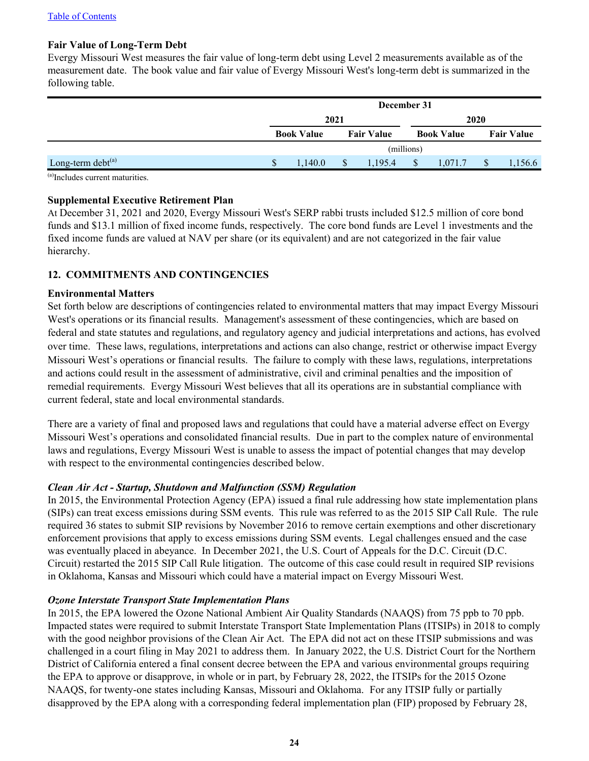**Fair Value of Long-Term Debt**

Evergy Missouri West measures the fair value of long-term debt using Level 2 measurements available as of the measurement date. The book value and fair value of Evergy Missouri West's long-term debt is summarized in the following table.

| | December 31 | | | |
|---|---|---|---|---|
| | 2021 | | 2020 | |
| | Book Value | Fair Value | Book Value | Fair Value |
| | (millions) | | | |
| Long-term debt[(a)] | $ 1,140.0 | $ 1,195.4 | $ 1,071.7 | $ 1,156.6 |

[(a)]Includes current maturities.

**Supplemental Executive Retirement Plan**

At December 31, 2021 and 2020, Evergy Missouri West's SERP rabbi trusts included $12.5 million of core bond funds and $13.1 million of fixed income funds, respectively. The core bond funds are Level 1 investments and the fixed income funds are valued at NAV per share (or its equivalent) and are not categorized in the fair value hierarchy.

## 12. COMMITMENTS AND CONTINGENCIES

**Environmental Matters**

Set forth below are descriptions of contingencies related to environmental matters that may impact Evergy Missouri West's operations or its financial results. Management's assessment of these contingencies, which are based on federal and state statutes and regulations, and regulatory agency and judicial interpretations and actions, has evolved over time. These laws, regulations, interpretations and actions can also change, restrict or otherwise impact Evergy Missouri West's operations or financial results. The failure to comply with these laws, regulations, interpretations and actions could result in the assessment of administrative, civil and criminal penalties and the imposition of remedial requirements. Evergy Missouri West believes that all its operations are in substantial compliance with current federal, state and local environmental standards.

There are a variety of final and proposed laws and regulations that could have a material adverse effect on Evergy Missouri West's operations and consolidated financial results. Due in part to the complex nature of environmental laws and regulations, Evergy Missouri West is unable to assess the impact of potential changes that may develop with respect to the environmental contingencies described below.

***Clean Air Act - Startup, Shutdown and Malfunction (SSM) Regulation***

In 2015, the Environmental Protection Agency (EPA) issued a final rule addressing how state implementation plans (SIPs) can treat excess emissions during SSM events. This rule was referred to as the 2015 SIP Call Rule. The rule required 36 states to submit SIP revisions by November 2016 to remove certain exemptions and other discretionary enforcement provisions that apply to excess emissions during SSM events. Legal challenges ensued and the case was eventually placed in abeyance. In December 2021, the U.S. Court of Appeals for the D.C. Circuit (D.C. Circuit) restarted the 2015 SIP Call Rule litigation. The outcome of this case could result in required SIP revisions in Oklahoma, Kansas and Missouri which could have a material impact on Evergy Missouri West.

***Ozone Interstate Transport State Implementation Plans***

In 2015, the EPA lowered the Ozone National Ambient Air Quality Standards (NAAQS) from 75 ppb to 70 ppb. Impacted states were required to submit Interstate Transport State Implementation Plans (ITSIPs) in 2018 to comply with the good neighbor provisions of the Clean Air Act. The EPA did not act on these ITSIP submissions and was challenged in a court filing in May 2021 to address them. In January 2022, the U.S. District Court for the Northern District of California entered a final consent decree between the EPA and various environmental groups requiring the EPA to approve or disapprove, in whole or in part, by February 28, 2022, the ITSIPs for the 2015 Ozone NAAQS, for twenty-one states including Kansas, Missouri and Oklahoma. For any ITSIP fully or partially disapproved by the EPA along with a corresponding federal implementation plan (FIP) proposed by February 28,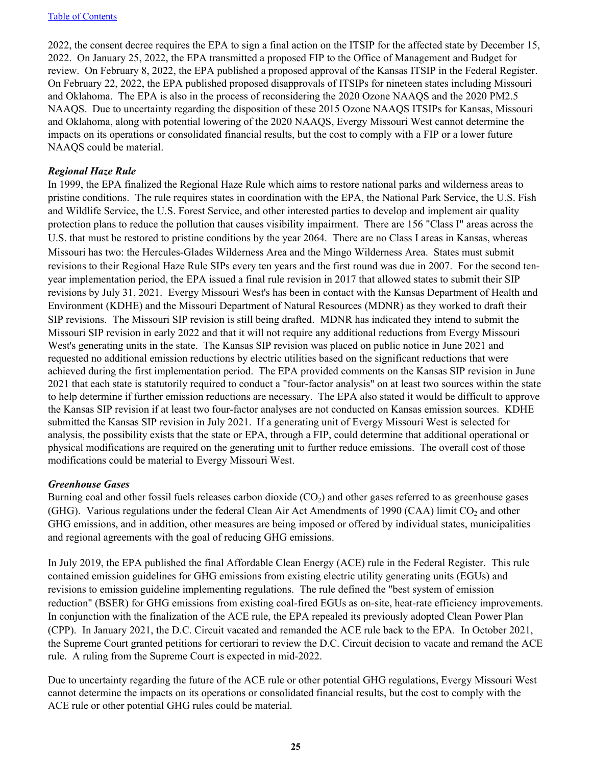2022, the consent decree requires the EPA to sign a final action on the ITSIP for the affected state by December 15, 2022. On January 25, 2022, the EPA transmitted a proposed FIP to the Office of Management and Budget for review. On February 8, 2022, the EPA published a proposed approval of the Kansas ITSIP in the Federal Register. On February 22, 2022, the EPA published proposed disapprovals of ITSIPs for nineteen states including Missouri and Oklahoma. The EPA is also in the process of reconsidering the 2020 Ozone NAAQS and the 2020 PM2.5 NAAQS. Due to uncertainty regarding the disposition of these 2015 Ozone NAAQS ITSIPs for Kansas, Missouri and Oklahoma, along with potential lowering of the 2020 NAAQS, Evergy Missouri West cannot determine the impacts on its operations or consolidated financial results, but the cost to comply with a FIP or a lower future NAAQS could be material.

***Regional Haze Rule***

In 1999, the EPA finalized the Regional Haze Rule which aims to restore national parks and wilderness areas to pristine conditions. The rule requires states in coordination with the EPA, the National Park Service, the U.S. Fish and Wildlife Service, the U.S. Forest Service, and other interested parties to develop and implement air quality protection plans to reduce the pollution that causes visibility impairment. There are 156 "Class I" areas across the U.S. that must be restored to pristine conditions by the year 2064. There are no Class I areas in Kansas, whereas Missouri has two: the Hercules-Glades Wilderness Area and the Mingo Wilderness Area. States must submit revisions to their Regional Haze Rule SIPs every ten years and the first round was due in 2007. For the second ten-year implementation period, the EPA issued a final rule revision in 2017 that allowed states to submit their SIP revisions by July 31, 2021. Evergy Missouri West's has been in contact with the Kansas Department of Health and Environment (KDHE) and the Missouri Department of Natural Resources (MDNR) as they worked to draft their SIP revisions. The Missouri SIP revision is still being drafted. MDNR has indicated they intend to submit the Missouri SIP revision in early 2022 and that it will not require any additional reductions from Evergy Missouri West's generating units in the state. The Kansas SIP revision was placed on public notice in June 2021 and requested no additional emission reductions by electric utilities based on the significant reductions that were achieved during the first implementation period. The EPA provided comments on the Kansas SIP revision in June 2021 that each state is statutorily required to conduct a "four-factor analysis" on at least two sources within the state to help determine if further emission reductions are necessary. The EPA also stated it would be difficult to approve the Kansas SIP revision if at least two four-factor analyses are not conducted on Kansas emission sources. KDHE submitted the Kansas SIP revision in July 2021. If a generating unit of Evergy Missouri West is selected for analysis, the possibility exists that the state or EPA, through a FIP, could determine that additional operational or physical modifications are required on the generating unit to further reduce emissions. The overall cost of those modifications could be material to Evergy Missouri West.

***Greenhouse Gases***

Burning coal and other fossil fuels releases carbon dioxide ($CO_2$) and other gases referred to as greenhouse gases (GHG). Various regulations under the federal Clean Air Act Amendments of 1990 (CAA) limit $CO_2$ and other GHG emissions, and in addition, other measures are being imposed or offered by individual states, municipalities and regional agreements with the goal of reducing GHG emissions.

In July 2019, the EPA published the final Affordable Clean Energy (ACE) rule in the Federal Register. This rule contained emission guidelines for GHG emissions from existing electric utility generating units (EGUs) and revisions to emission guideline implementing regulations. The rule defined the "best system of emission reduction" (BSER) for GHG emissions from existing coal-fired EGUs as on-site, heat-rate efficiency improvements. In conjunction with the finalization of the ACE rule, the EPA repealed its previously adopted Clean Power Plan (CPP). In January 2021, the D.C. Circuit vacated and remanded the ACE rule back to the EPA. In October 2021, the Supreme Court granted petitions for certiorari to review the D.C. Circuit decision to vacate and remand the ACE rule. A ruling from the Supreme Court is expected in mid-2022.

Due to uncertainty regarding the future of the ACE rule or other potential GHG regulations, Evergy Missouri West cannot determine the impacts on its operations or consolidated financial results, but the cost to comply with the ACE rule or other potential GHG rules could be material.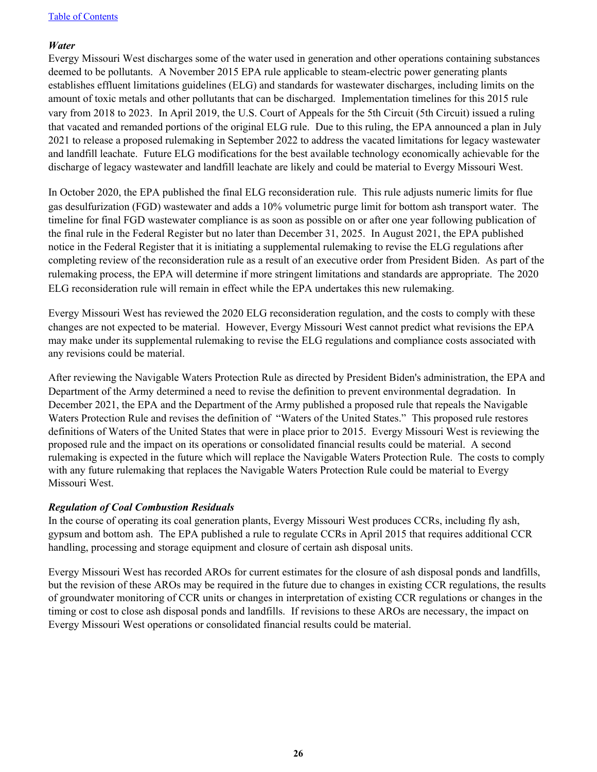### *Water*

Evergy Missouri West discharges some of the water used in generation and other operations containing substances deemed to be pollutants. A November 2015 EPA rule applicable to steam-electric power generating plants establishes effluent limitations guidelines (ELG) and standards for wastewater discharges, including limits on the amount of toxic metals and other pollutants that can be discharged. Implementation timelines for this 2015 rule vary from 2018 to 2023. In April 2019, the U.S. Court of Appeals for the 5th Circuit (5th Circuit) issued a ruling that vacated and remanded portions of the original ELG rule. Due to this ruling, the EPA announced a plan in July 2021 to release a proposed rulemaking in September 2022 to address the vacated limitations for legacy wastewater and landfill leachate. Future ELG modifications for the best available technology economically achievable for the discharge of legacy wastewater and landfill leachate are likely and could be material to Evergy Missouri West.

In October 2020, the EPA published the final ELG reconsideration rule. This rule adjusts numeric limits for flue gas desulfurization (FGD) wastewater and adds a 10% volumetric purge limit for bottom ash transport water. The timeline for final FGD wastewater compliance is as soon as possible on or after one year following publication of the final rule in the Federal Register but no later than December 31, 2025. In August 2021, the EPA published notice in the Federal Register that it is initiating a supplemental rulemaking to revise the ELG regulations after completing review of the reconsideration rule as a result of an executive order from President Biden. As part of the rulemaking process, the EPA will determine if more stringent limitations and standards are appropriate. The 2020 ELG reconsideration rule will remain in effect while the EPA undertakes this new rulemaking.

Evergy Missouri West has reviewed the 2020 ELG reconsideration regulation, and the costs to comply with these changes are not expected to be material. However, Evergy Missouri West cannot predict what revisions the EPA may make under its supplemental rulemaking to revise the ELG regulations and compliance costs associated with any revisions could be material.

After reviewing the Navigable Waters Protection Rule as directed by President Biden's administration, the EPA and Department of the Army determined a need to revise the definition to prevent environmental degradation. In December 2021, the EPA and the Department of the Army published a proposed rule that repeals the Navigable Waters Protection Rule and revises the definition of "Waters of the United States." This proposed rule restores definitions of Waters of the United States that were in place prior to 2015. Evergy Missouri West is reviewing the proposed rule and the impact on its operations or consolidated financial results could be material. A second rulemaking is expected in the future which will replace the Navigable Waters Protection Rule. The costs to comply with any future rulemaking that replaces the Navigable Waters Protection Rule could be material to Evergy Missouri West.

### *Regulation of Coal Combustion Residuals*

In the course of operating its coal generation plants, Evergy Missouri West produces CCRs, including fly ash, gypsum and bottom ash. The EPA published a rule to regulate CCRs in April 2015 that requires additional CCR handling, processing and storage equipment and closure of certain ash disposal units.

Evergy Missouri West has recorded AROs for current estimates for the closure of ash disposal ponds and landfills, but the revision of these AROs may be required in the future due to changes in existing CCR regulations, the results of groundwater monitoring of CCR units or changes in interpretation of existing CCR regulations or changes in the timing or cost to close ash disposal ponds and landfills. If revisions to these AROs are necessary, the impact on Evergy Missouri West operations or consolidated financial results could be material.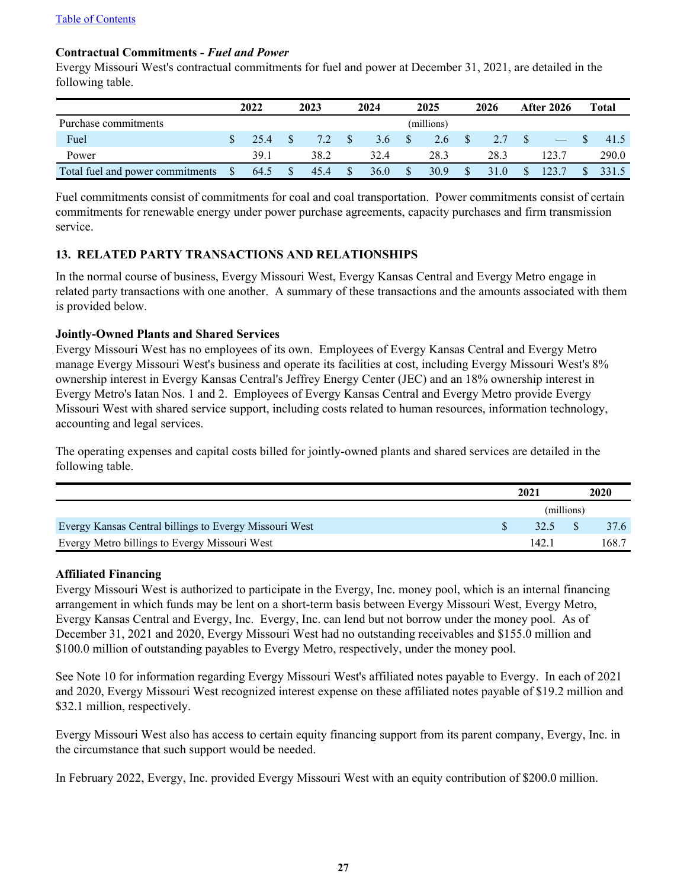Table of Contents

**Contractual Commitments -** ***Fuel and Power***

Evergy Missouri West's contractual commitments for fuel and power at December 31, 2021, are detailed in the following table.

| | 2022 | 2023 | 2024 | 2025 | 2026 | After 2026 | Total |
|---|---|---|---|---|---|---|---|
| Purchase commitments | | | | (millions) | | | |
| Fuel | $ 25.4 | $ 7.2 | $ 3.6 | $ 2.6 | $ 2.7 | $ — | $ 41.5 |
| Power | 39.1 | 38.2 | 32.4 | 28.3 | 28.3 | 123.7 | 290.0 |
| Total fuel and power commitments | $ 64.5 | $ 45.4 | $ 36.0 | $ 30.9 | $ 31.0 | $ 123.7 | $ 331.5 |

Fuel commitments consist of commitments for coal and coal transportation. Power commitments consist of certain commitments for renewable energy under power purchase agreements, capacity purchases and firm transmission service.

## 13. RELATED PARTY TRANSACTIONS AND RELATIONSHIPS

In the normal course of business, Evergy Missouri West, Evergy Kansas Central and Evergy Metro engage in related party transactions with one another. A summary of these transactions and the amounts associated with them is provided below.

**Jointly-Owned Plants and Shared Services**

Evergy Missouri West has no employees of its own. Employees of Evergy Kansas Central and Evergy Metro manage Evergy Missouri West's business and operate its facilities at cost, including Evergy Missouri West's 8% ownership interest in Evergy Kansas Central's Jeffrey Energy Center (JEC) and an 18% ownership interest in Evergy Metro's Iatan Nos. 1 and 2. Employees of Evergy Kansas Central and Evergy Metro provide Evergy Missouri West with shared service support, including costs related to human resources, information technology, accounting and legal services.

The operating expenses and capital costs billed for jointly-owned plants and shared services are detailed in the following table.

| | 2021 | 2020 |
|---|---|---|
| | (millions) | |
| Evergy Kansas Central billings to Evergy Missouri West | $ 32.5 | $ 37.6 |
| Evergy Metro billings to Evergy Missouri West | 142.1 | 168.7 |

**Affiliated Financing**

Evergy Missouri West is authorized to participate in the Evergy, Inc. money pool, which is an internal financing arrangement in which funds may be lent on a short-term basis between Evergy Missouri West, Evergy Metro, Evergy Kansas Central and Evergy, Inc. Evergy, Inc. can lend but not borrow under the money pool. As of December 31, 2021 and 2020, Evergy Missouri West had no outstanding receivables and $155.0 million and $100.0 million of outstanding payables to Evergy Metro, respectively, under the money pool.

See Note 10 for information regarding Evergy Missouri West's affiliated notes payable to Evergy. In each of 2021 and 2020, Evergy Missouri West recognized interest expense on these affiliated notes payable of $19.2 million and $32.1 million, respectively.

Evergy Missouri West also has access to certain equity financing support from its parent company, Evergy, Inc. in the circumstance that such support would be needed.

In February 2022, Evergy, Inc. provided Evergy Missouri West with an equity contribution of $200.0 million.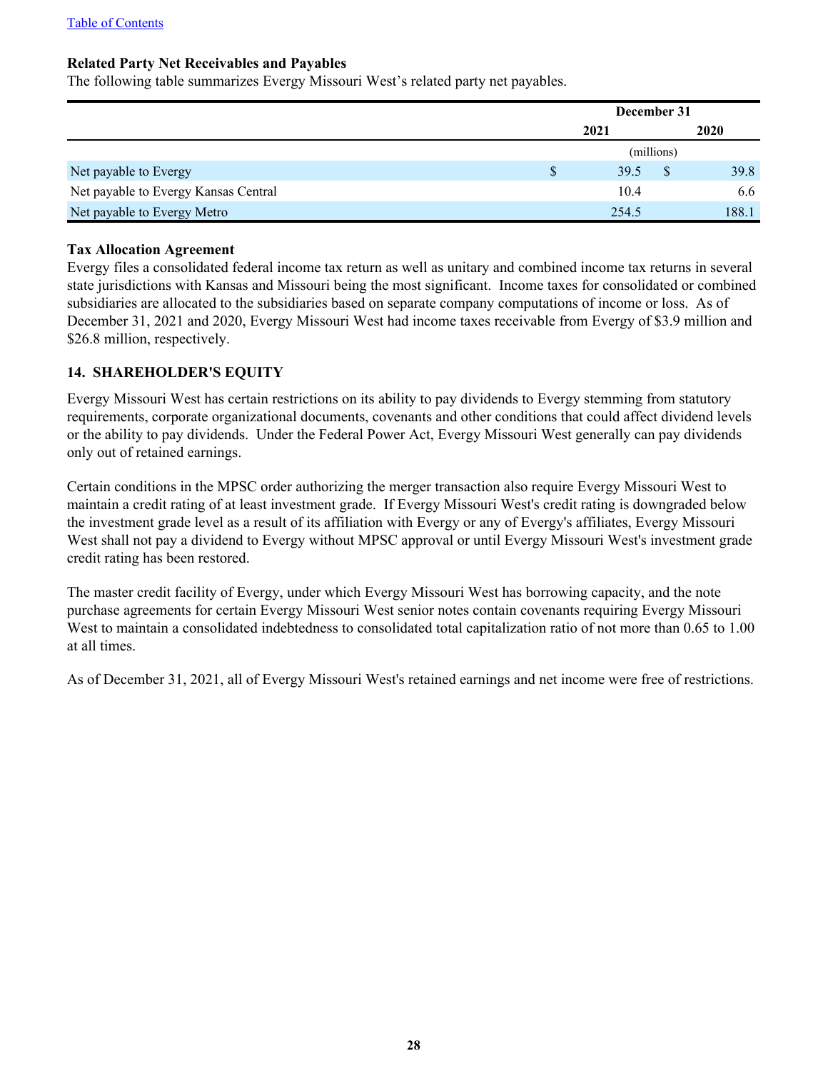[Table of Contents](#)

**Related Party Net Receivables and Payables**

The following table summarizes Evergy Missouri West's related party net payables.

| | December 31 | |
|---|---|---|
| | 2021 | 2020 |
| | (millions) | |
| Net payable to Evergy | $ 39.5 | $ 39.8 |
| Net payable to Evergy Kansas Central | 10.4 | 6.6 |
| Net payable to Evergy Metro | 254.5 | 188.1 |

**Tax Allocation Agreement**

Evergy files a consolidated federal income tax return as well as unitary and combined income tax returns in several state jurisdictions with Kansas and Missouri being the most significant. Income taxes for consolidated or combined subsidiaries are allocated to the subsidiaries based on separate company computations of income or loss. As of December 31, 2021 and 2020, Evergy Missouri West had income taxes receivable from Evergy of $3.9 million and $26.8 million, respectively.

## 14. SHAREHOLDER'S EQUITY

Evergy Missouri West has certain restrictions on its ability to pay dividends to Evergy stemming from statutory requirements, corporate organizational documents, covenants and other conditions that could affect dividend levels or the ability to pay dividends. Under the Federal Power Act, Evergy Missouri West generally can pay dividends only out of retained earnings.

Certain conditions in the MPSC order authorizing the merger transaction also require Evergy Missouri West to maintain a credit rating of at least investment grade. If Evergy Missouri West's credit rating is downgraded below the investment grade level as a result of its affiliation with Evergy or any of Evergy's affiliates, Evergy Missouri West shall not pay a dividend to Evergy without MPSC approval or until Evergy Missouri West's investment grade credit rating has been restored.

The master credit facility of Evergy, under which Evergy Missouri West has borrowing capacity, and the note purchase agreements for certain Evergy Missouri West senior notes contain covenants requiring Evergy Missouri West to maintain a consolidated indebtedness to consolidated total capitalization ratio of not more than 0.65 to 1.00 at all times.

As of December 31, 2021, all of Evergy Missouri West's retained earnings and net income were free of restrictions.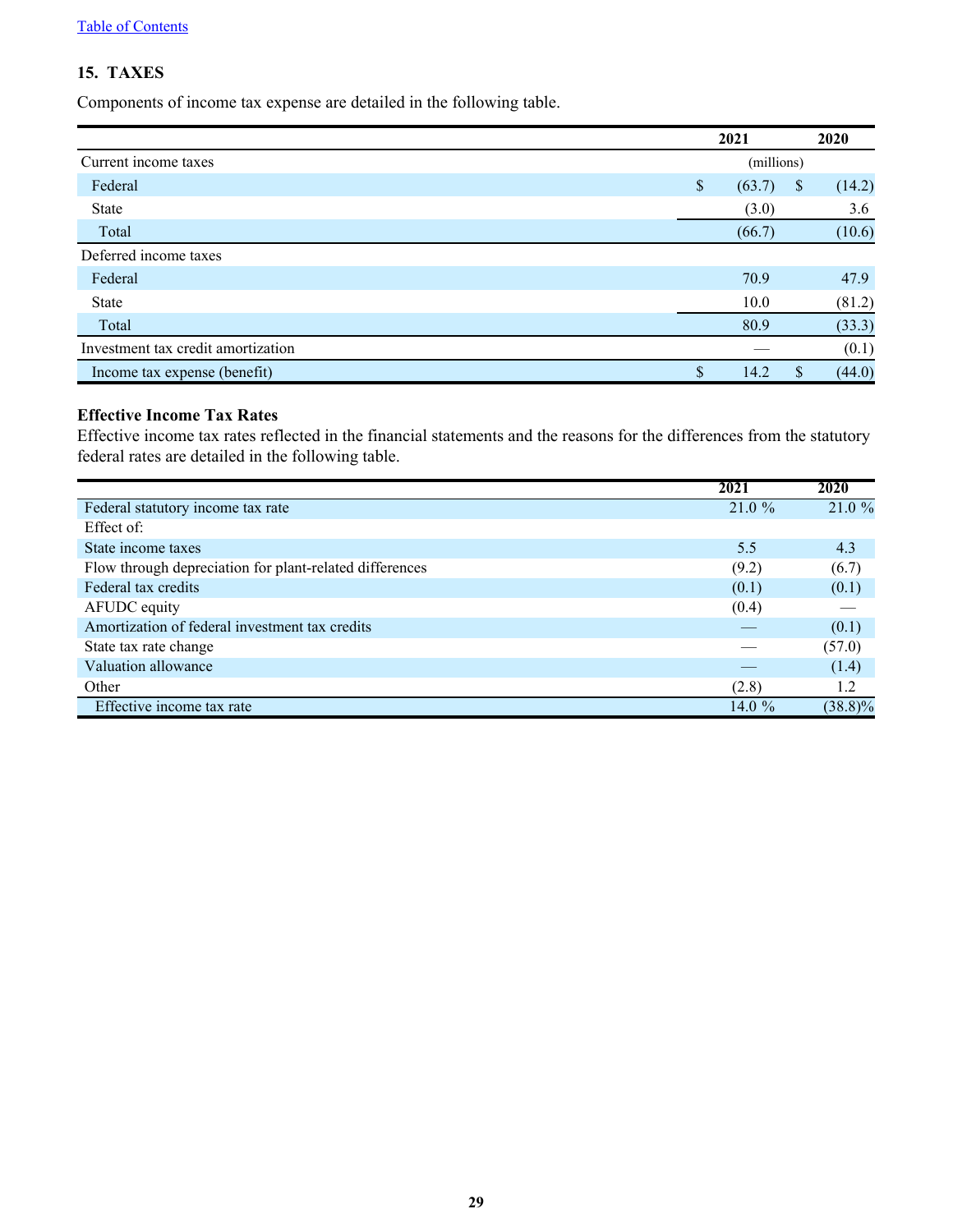## 15. TAXES

Components of income tax expense are detailed in the following table.

| | 2021 | 2020 |
|---|---|---|
| | (millions) | |
| Current income taxes | | |
| Federal | $ (63.7) | $ (14.2) |
| State | (3.0) | 3.6 |
| Total | (66.7) | (10.6) |
| Deferred income taxes | | |
| Federal | 70.9 | 47.9 |
| State | 10.0 | (81.2) |
| Total | 80.9 | (33.3) |
| Investment tax credit amortization | — | (0.1) |
| Income tax expense (benefit) | $ 14.2 | $ (44.0) |

### Effective Income Tax Rates

Effective income tax rates reflected in the financial statements and the reasons for the differences from the statutory federal rates are detailed in the following table.

| | 2021 | 2020 |
|---|---|---|
| Federal statutory income tax rate | 21.0 % | 21.0 % |
| Effect of: | | |
| State income taxes | 5.5 | 4.3 |
| Flow through depreciation for plant-related differences | (9.2) | (6.7) |
| Federal tax credits | (0.1) | (0.1) |
| AFUDC equity | (0.4) | — |
| Amortization of federal investment tax credits | — | (0.1) |
| State tax rate change | — | (57.0) |
| Valuation allowance | — | (1.4) |
| Other | (2.8) | 1.2 |
| Effective income tax rate | 14.0 % | (38.8)% |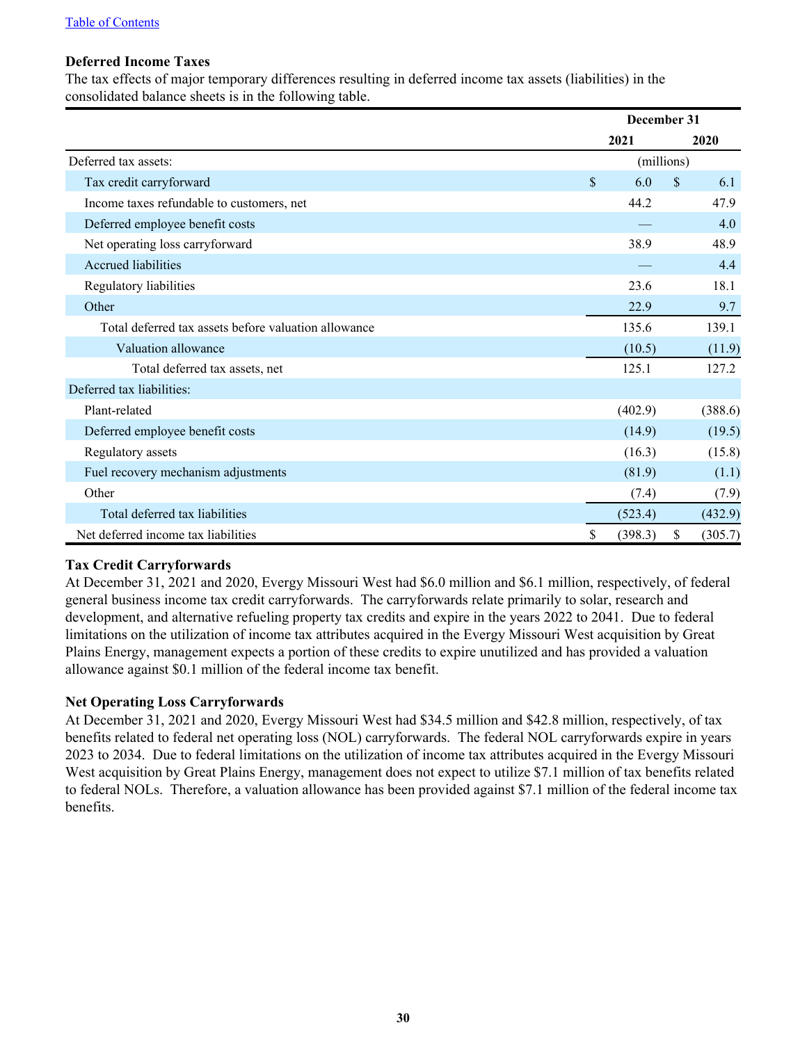[Table of Contents](#)

**Deferred Income Taxes**

The tax effects of major temporary differences resulting in deferred income tax assets (liabilities) in the consolidated balance sheets is in the following table.

| | December 31 | |
|---|---|---|
| | 2021 | 2020 |
| Deferred tax assets: | (millions) | |
| Tax credit carryforward | $ 6.0 | $ 6.1 |
| Income taxes refundable to customers, net | 44.2 | 47.9 |
| Deferred employee benefit costs | — | 4.0 |
| Net operating loss carryforward | 38.9 | 48.9 |
| Accrued liabilities | — | 4.4 |
| Regulatory liabilities | 23.6 | 18.1 |
| Other | 22.9 | 9.7 |
| Total deferred tax assets before valuation allowance | 135.6 | 139.1 |
| Valuation allowance | (10.5) | (11.9) |
| Total deferred tax assets, net | 125.1 | 127.2 |
| Deferred tax liabilities: | | |
| Plant-related | (402.9) | (388.6) |
| Deferred employee benefit costs | (14.9) | (19.5) |
| Regulatory assets | (16.3) | (15.8) |
| Fuel recovery mechanism adjustments | (81.9) | (1.1) |
| Other | (7.4) | (7.9) |
| Total deferred tax liabilities | (523.4) | (432.9) |
| Net deferred income tax liabilities | $ (398.3) | $ (305.7) |

**Tax Credit Carryforwards**

At December 31, 2021 and 2020, Evergy Missouri West had $6.0 million and $6.1 million, respectively, of federal general business income tax credit carryforwards. The carryforwards relate primarily to solar, research and development, and alternative refueling property tax credits and expire in the years 2022 to 2041. Due to federal limitations on the utilization of income tax attributes acquired in the Evergy Missouri West acquisition by Great Plains Energy, management expects a portion of these credits to expire unutilized and has provided a valuation allowance against $0.1 million of the federal income tax benefit.

**Net Operating Loss Carryforwards**

At December 31, 2021 and 2020, Evergy Missouri West had $34.5 million and $42.8 million, respectively, of tax benefits related to federal net operating loss (NOL) carryforwards. The federal NOL carryforwards expire in years 2023 to 2034. Due to federal limitations on the utilization of income tax attributes acquired in the Evergy Missouri West acquisition by Great Plains Energy, management does not expect to utilize $7.1 million of tax benefits related to federal NOLs. Therefore, a valuation allowance has been provided against $7.1 million of the federal income tax benefits.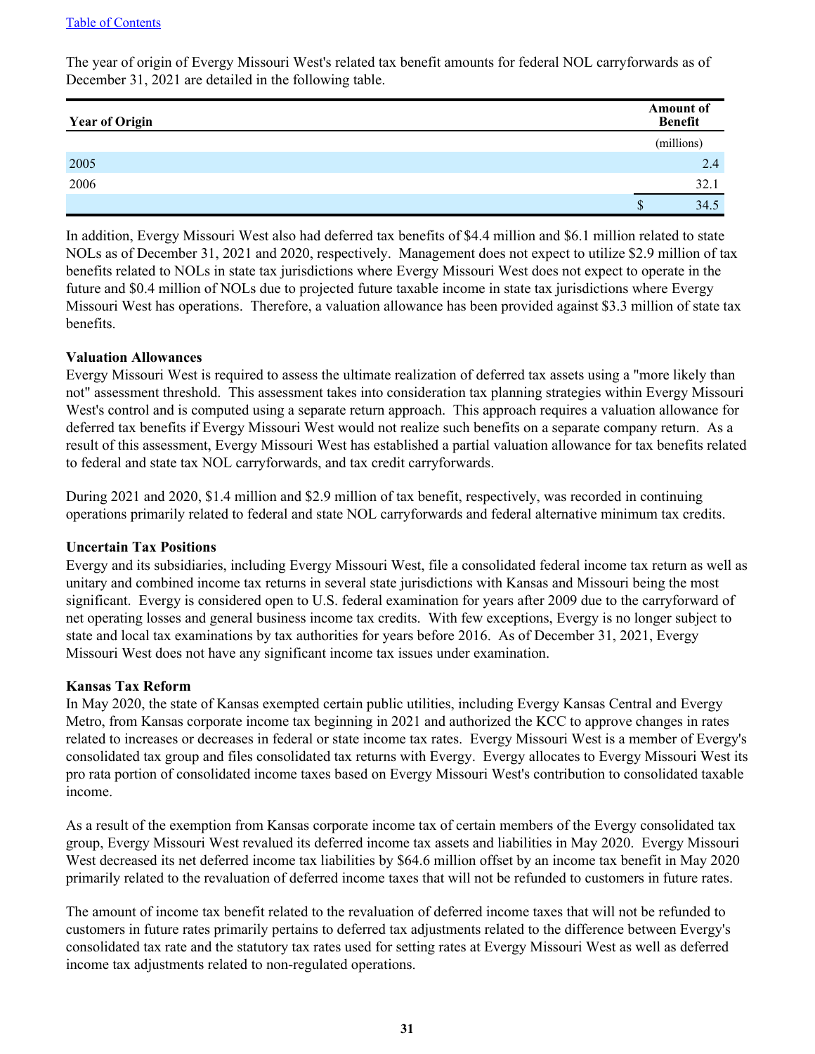Table of Contents

The year of origin of Evergy Missouri West's related tax benefit amounts for federal NOL carryforwards as of December 31, 2021 are detailed in the following table.

| Year of Origin | Amount of Benefit |
|---|---|
| | (millions) |
| 2005 | 2.4 |
| 2006 | 32.1 |
| | $ 34.5 |

In addition, Evergy Missouri West also had deferred tax benefits of $4.4 million and $6.1 million related to state NOLs as of December 31, 2021 and 2020, respectively. Management does not expect to utilize $2.9 million of tax benefits related to NOLs in state tax jurisdictions where Evergy Missouri West does not expect to operate in the future and $0.4 million of NOLs due to projected future taxable income in state tax jurisdictions where Evergy Missouri West has operations. Therefore, a valuation allowance has been provided against $3.3 million of state tax benefits.

**Valuation Allowances**

Evergy Missouri West is required to assess the ultimate realization of deferred tax assets using a "more likely than not" assessment threshold. This assessment takes into consideration tax planning strategies within Evergy Missouri West's control and is computed using a separate return approach. This approach requires a valuation allowance for deferred tax benefits if Evergy Missouri West would not realize such benefits on a separate company return. As a result of this assessment, Evergy Missouri West has established a partial valuation allowance for tax benefits related to federal and state tax NOL carryforwards, and tax credit carryforwards.

During 2021 and 2020, $1.4 million and $2.9 million of tax benefit, respectively, was recorded in continuing operations primarily related to federal and state NOL carryforwards and federal alternative minimum tax credits.

**Uncertain Tax Positions**

Evergy and its subsidiaries, including Evergy Missouri West, file a consolidated federal income tax return as well as unitary and combined income tax returns in several state jurisdictions with Kansas and Missouri being the most significant. Evergy is considered open to U.S. federal examination for years after 2009 due to the carryforward of net operating losses and general business income tax credits. With few exceptions, Evergy is no longer subject to state and local tax examinations by tax authorities for years before 2016. As of December 31, 2021, Evergy Missouri West does not have any significant income tax issues under examination.

**Kansas Tax Reform**

In May 2020, the state of Kansas exempted certain public utilities, including Evergy Kansas Central and Evergy Metro, from Kansas corporate income tax beginning in 2021 and authorized the KCC to approve changes in rates related to increases or decreases in federal or state income tax rates. Evergy Missouri West is a member of Evergy's consolidated tax group and files consolidated tax returns with Evergy. Evergy allocates to Evergy Missouri West its pro rata portion of consolidated income taxes based on Evergy Missouri West's contribution to consolidated taxable income.

As a result of the exemption from Kansas corporate income tax of certain members of the Evergy consolidated tax group, Evergy Missouri West revalued its deferred income tax assets and liabilities in May 2020. Evergy Missouri West decreased its net deferred income tax liabilities by $64.6 million offset by an income tax benefit in May 2020 primarily related to the revaluation of deferred income taxes that will not be refunded to customers in future rates.

The amount of income tax benefit related to the revaluation of deferred income taxes that will not be refunded to customers in future rates primarily pertains to deferred tax adjustments related to the difference between Evergy's consolidated tax rate and the statutory tax rates used for setting rates at Evergy Missouri West as well as deferred income tax adjustments related to non-regulated operations.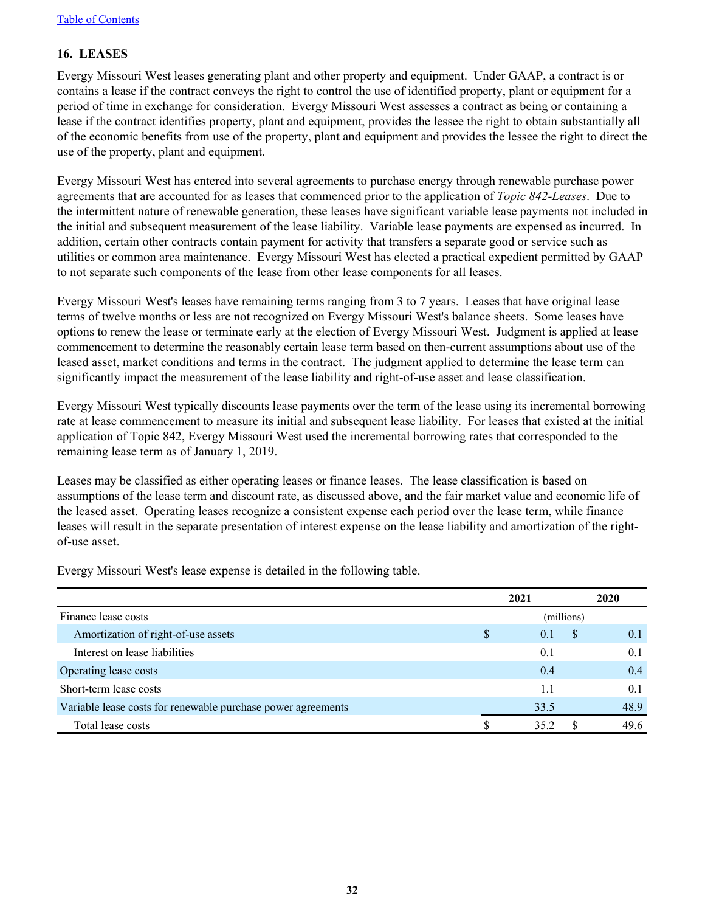## 16. LEASES

Evergy Missouri West leases generating plant and other property and equipment. Under GAAP, a contract is or contains a lease if the contract conveys the right to control the use of identified property, plant or equipment for a period of time in exchange for consideration. Evergy Missouri West assesses a contract as being or containing a lease if the contract identifies property, plant and equipment, provides the lessee the right to obtain substantially all of the economic benefits from use of the property, plant and equipment and provides the lessee the right to direct the use of the property, plant and equipment.

Evergy Missouri West has entered into several agreements to purchase energy through renewable purchase power agreements that are accounted for as leases that commenced prior to the application of *Topic 842-Leases*. Due to the intermittent nature of renewable generation, these leases have significant variable lease payments not included in the initial and subsequent measurement of the lease liability. Variable lease payments are expensed as incurred. In addition, certain other contracts contain payment for activity that transfers a separate good or service such as utilities or common area maintenance. Evergy Missouri West has elected a practical expedient permitted by GAAP to not separate such components of the lease from other lease components for all leases.

Evergy Missouri West's leases have remaining terms ranging from 3 to 7 years. Leases that have original lease terms of twelve months or less are not recognized on Evergy Missouri West's balance sheets. Some leases have options to renew the lease or terminate early at the election of Evergy Missouri West. Judgment is applied at lease commencement to determine the reasonably certain lease term based on then-current assumptions about use of the leased asset, market conditions and terms in the contract. The judgment applied to determine the lease term can significantly impact the measurement of the lease liability and right-of-use asset and lease classification.

Evergy Missouri West typically discounts lease payments over the term of the lease using its incremental borrowing rate at lease commencement to measure its initial and subsequent lease liability. For leases that existed at the initial application of Topic 842, Evergy Missouri West used the incremental borrowing rates that corresponded to the remaining lease term as of January 1, 2019.

Leases may be classified as either operating leases or finance leases. The lease classification is based on assumptions of the lease term and discount rate, as discussed above, and the fair market value and economic life of the leased asset. Operating leases recognize a consistent expense each period over the lease term, while finance leases will result in the separate presentation of interest expense on the lease liability and amortization of the right-of-use asset.

Evergy Missouri West's lease expense is detailed in the following table.

| | 2021 | 2020 |
|---|---|---|
| Finance lease costs | (millions) | |
| Amortization of right-of-use assets | $ 0.1 | $ 0.1 |
| Interest on lease liabilities | 0.1 | 0.1 |
| Operating lease costs | 0.4 | 0.4 |
| Short-term lease costs | 1.1 | 0.1 |
| Variable lease costs for renewable purchase power agreements | 33.5 | 48.9 |
| Total lease costs | $ 35.2 | $ 49.6 |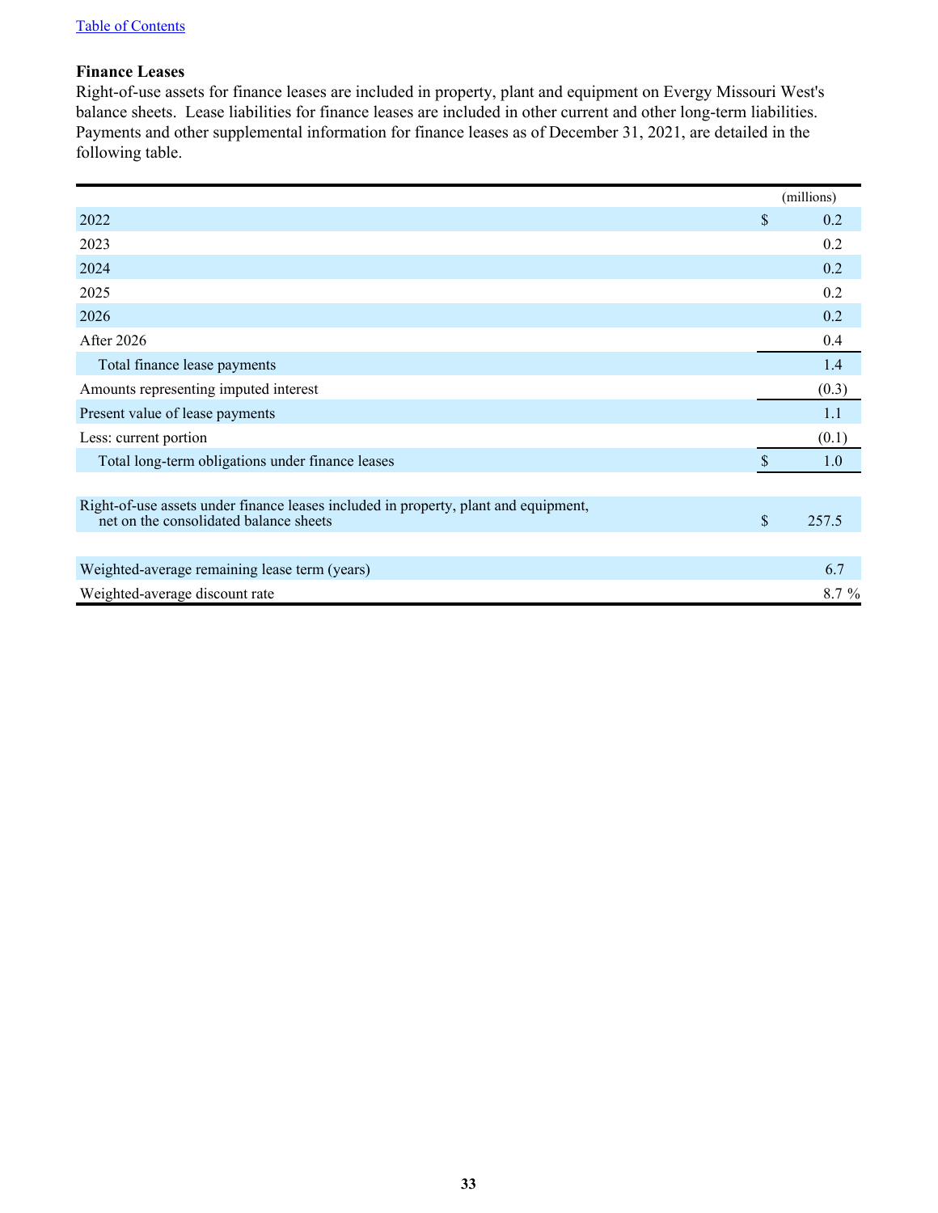Table of Contents

**Finance Leases**

Right-of-use assets for finance leases are included in property, plant and equipment on Evergy Missouri West's balance sheets. Lease liabilities for finance leases are included in other current and other long-term liabilities. Payments and other supplemental information for finance leases as of December 31, 2021, are detailed in the following table.

| | (millions) |
|---|---|
| 2022 | $ 0.2 |
| 2023 | 0.2 |
| 2024 | 0.2 |
| 2025 | 0.2 |
| 2026 | 0.2 |
| After 2026 | 0.4 |
| Total finance lease payments | 1.4 |
| Amounts representing imputed interest | (0.3) |
| Present value of lease payments | 1.1 |
| Less: current portion | (0.1) |
| Total long-term obligations under finance leases | $ 1.0 |
| | |
| Right-of-use assets under finance leases included in property, plant and equipment, net on the consolidated balance sheets | $ 257.5 |
| | |
| Weighted-average remaining lease term (years) | 6.7 |
| Weighted-average discount rate | 8.7 % |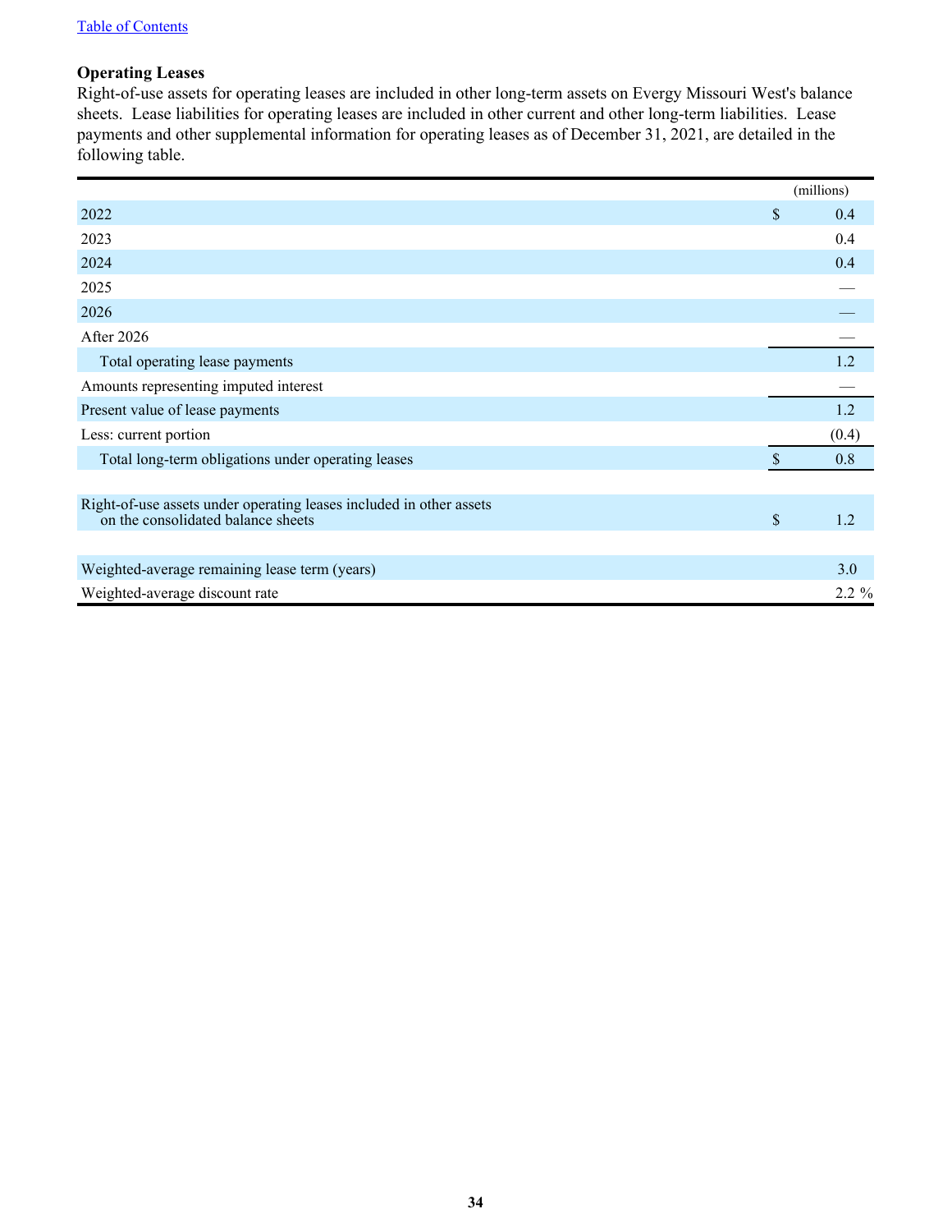### Operating Leases

Right-of-use assets for operating leases are included in other long-term assets on Evergy Missouri West's balance sheets. Lease liabilities for operating leases are included in other current and other long-term liabilities. Lease payments and other supplemental information for operating leases as of December 31, 2021, are detailed in the following table.

| | (millions) |
|---|---|
| 2022 | $ 0.4 |
| 2023 | 0.4 |
| 2024 | 0.4 |
| 2025 | — |
| 2026 | — |
| After 2026 | — |
| Total operating lease payments | 1.2 |
| Amounts representing imputed interest | — |
| Present value of lease payments | 1.2 |
| Less: current portion | (0.4) |
| Total long-term obligations under operating leases | $ 0.8 |
| | |
| Right-of-use assets under operating leases included in other assets on the consolidated balance sheets | $ 1.2 |
| | |
| Weighted-average remaining lease term (years) | 3.0 |
| Weighted-average discount rate | 2.2 % |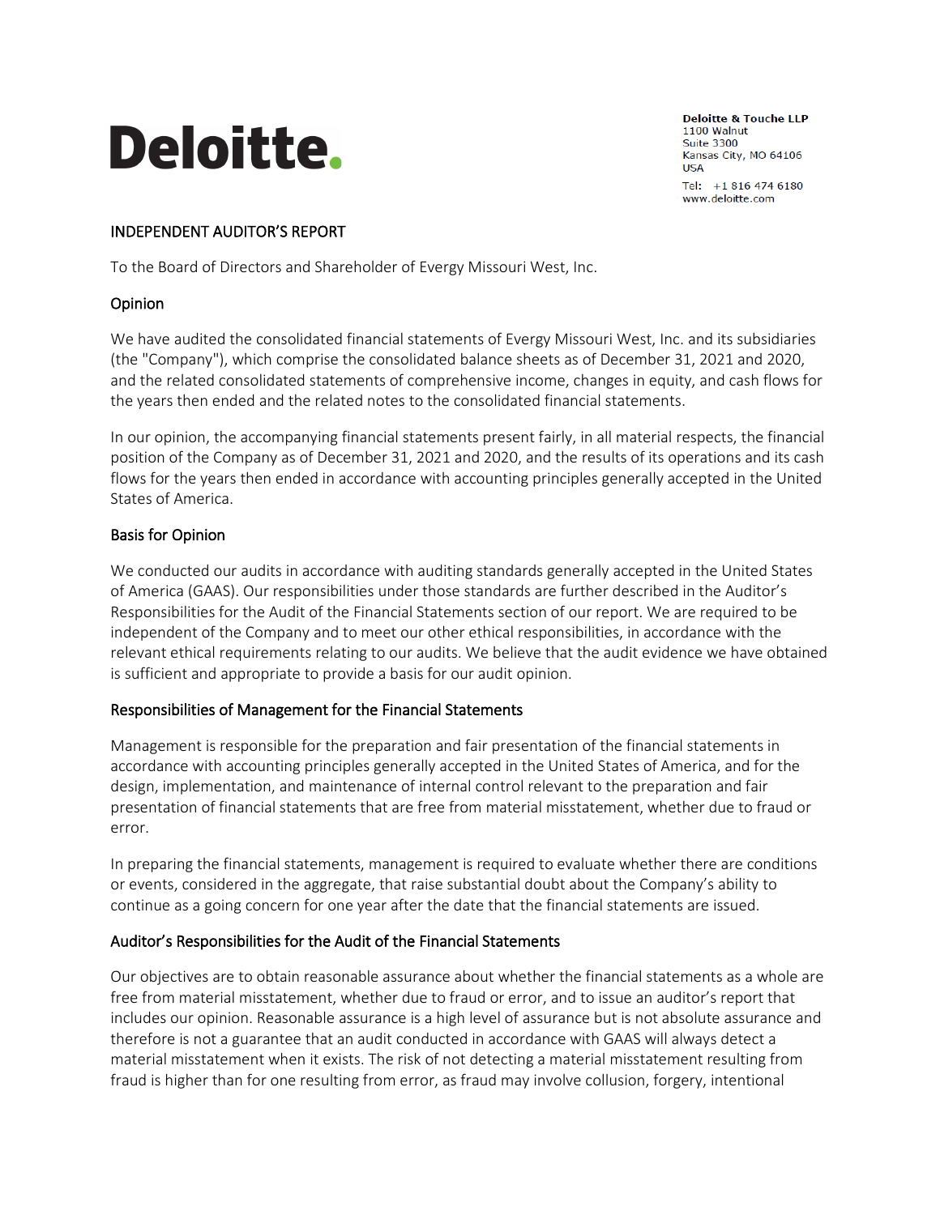Deloitte.

**Deloitte & Touche LLP**
1100 Walnut
Suite 3300
Kansas City, MO 64106
USA

Tel: +1 816 474 6180
www.deloitte.com

## INDEPENDENT AUDITOR'S REPORT

To the Board of Directors and Shareholder of Evergy Missouri West, Inc.

### Opinion

We have audited the consolidated financial statements of Evergy Missouri West, Inc. and its subsidiaries (the "Company"), which comprise the consolidated balance sheets as of December 31, 2021 and 2020, and the related consolidated statements of comprehensive income, changes in equity, and cash flows for the years then ended and the related notes to the consolidated financial statements.

In our opinion, the accompanying financial statements present fairly, in all material respects, the financial position of the Company as of December 31, 2021 and 2020, and the results of its operations and its cash flows for the years then ended in accordance with accounting principles generally accepted in the United States of America.

### Basis for Opinion

We conducted our audits in accordance with auditing standards generally accepted in the United States of America (GAAS). Our responsibilities under those standards are further described in the Auditor's Responsibilities for the Audit of the Financial Statements section of our report. We are required to be independent of the Company and to meet our other ethical responsibilities, in accordance with the relevant ethical requirements relating to our audits. We believe that the audit evidence we have obtained is sufficient and appropriate to provide a basis for our audit opinion.

### Responsibilities of Management for the Financial Statements

Management is responsible for the preparation and fair presentation of the financial statements in accordance with accounting principles generally accepted in the United States of America, and for the design, implementation, and maintenance of internal control relevant to the preparation and fair presentation of financial statements that are free from material misstatement, whether due to fraud or error.

In preparing the financial statements, management is required to evaluate whether there are conditions or events, considered in the aggregate, that raise substantial doubt about the Company's ability to continue as a going concern for one year after the date that the financial statements are issued.

### Auditor's Responsibilities for the Audit of the Financial Statements

Our objectives are to obtain reasonable assurance about whether the financial statements as a whole are free from material misstatement, whether due to fraud or error, and to issue an auditor's report that includes our opinion. Reasonable assurance is a high level of assurance but is not absolute assurance and therefore is not a guarantee that an audit conducted in accordance with GAAS will always detect a material misstatement when it exists. The risk of not detecting a material misstatement resulting from fraud is higher than for one resulting from error, as fraud may involve collusion, forgery, intentional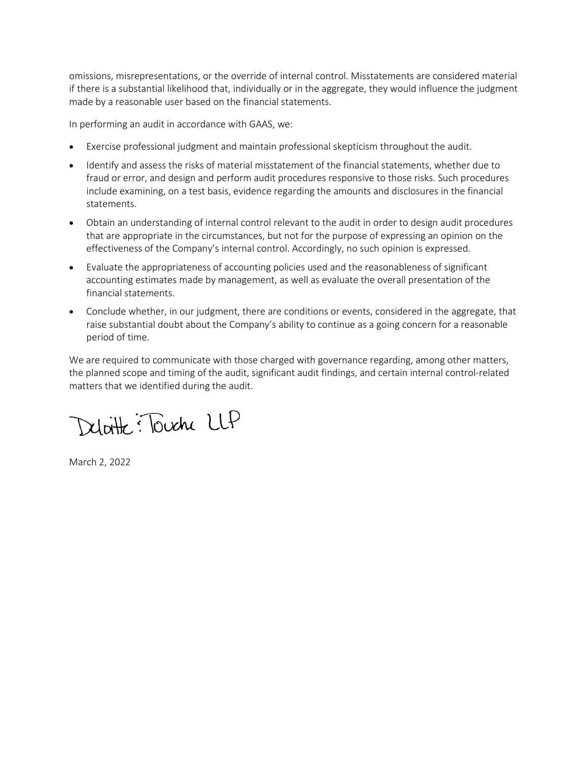omissions, misrepresentations, or the override of internal control. Misstatements are considered material if there is a substantial likelihood that, individually or in the aggregate, they would influence the judgment made by a reasonable user based on the financial statements.

In performing an audit in accordance with GAAS, we:

- Exercise professional judgment and maintain professional skepticism throughout the audit.
- Identify and assess the risks of material misstatement of the financial statements, whether due to fraud or error, and design and perform audit procedures responsive to those risks. Such procedures include examining, on a test basis, evidence regarding the amounts and disclosures in the financial statements.
- Obtain an understanding of internal control relevant to the audit in order to design audit procedures that are appropriate in the circumstances, but not for the purpose of expressing an opinion on the effectiveness of the Company's internal control. Accordingly, no such opinion is expressed.
- Evaluate the appropriateness of accounting policies used and the reasonableness of significant accounting estimates made by management, as well as evaluate the overall presentation of the financial statements.
- Conclude whether, in our judgment, there are conditions or events, considered in the aggregate, that raise substantial doubt about the Company's ability to continue as a going concern for a reasonable period of time.

We are required to communicate with those charged with governance regarding, among other matters, the planned scope and timing of the audit, significant audit findings, and certain internal control-related matters that we identified during the audit.

Deloitte & Touche LLP

March 2, 2022